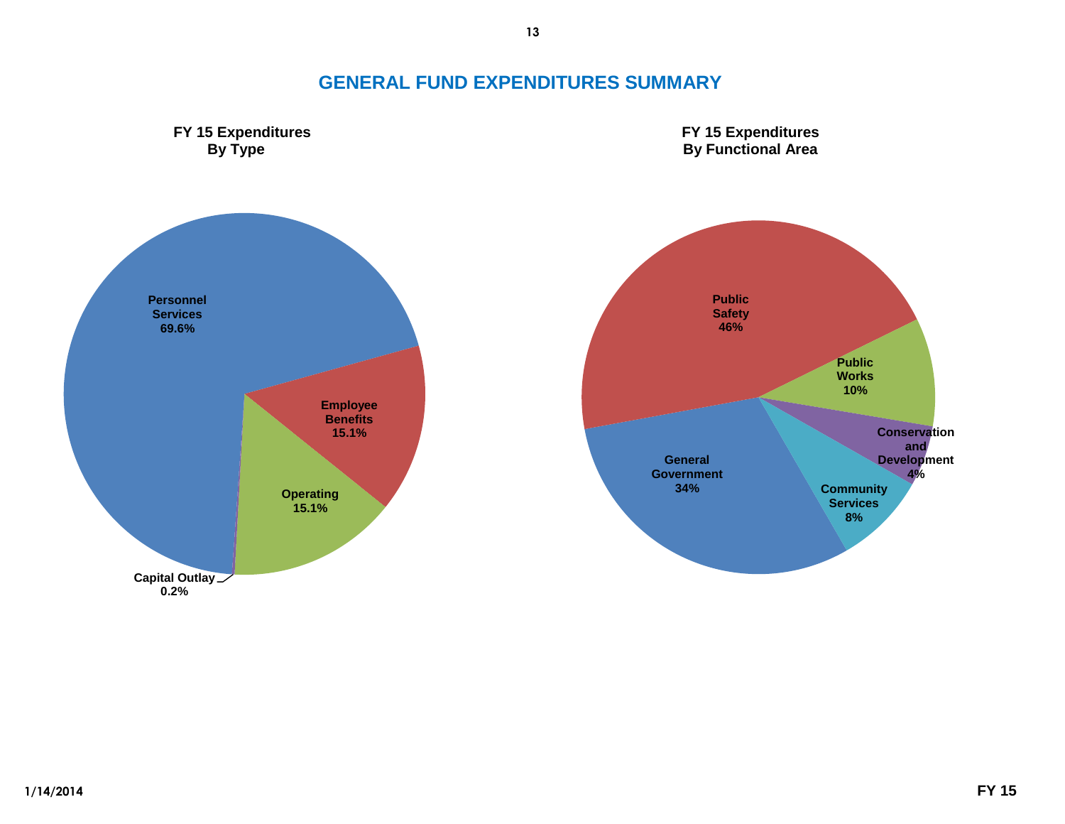# GENERAL FUND EXPENDITURES SUMMARY

**FY 15 Expenditures By Type**

- Personnel Services 69.6%
- Employee Benefits 15.1%
- Operating 15.1%
- Capital Outlay 0.2%

**FY 15 Expenditures By Functional Area**

- Public Safety 46%
- Public Works 10%
- Conservation and Development 4%
- Community Services 8%
- General Government 34%

1/14/2014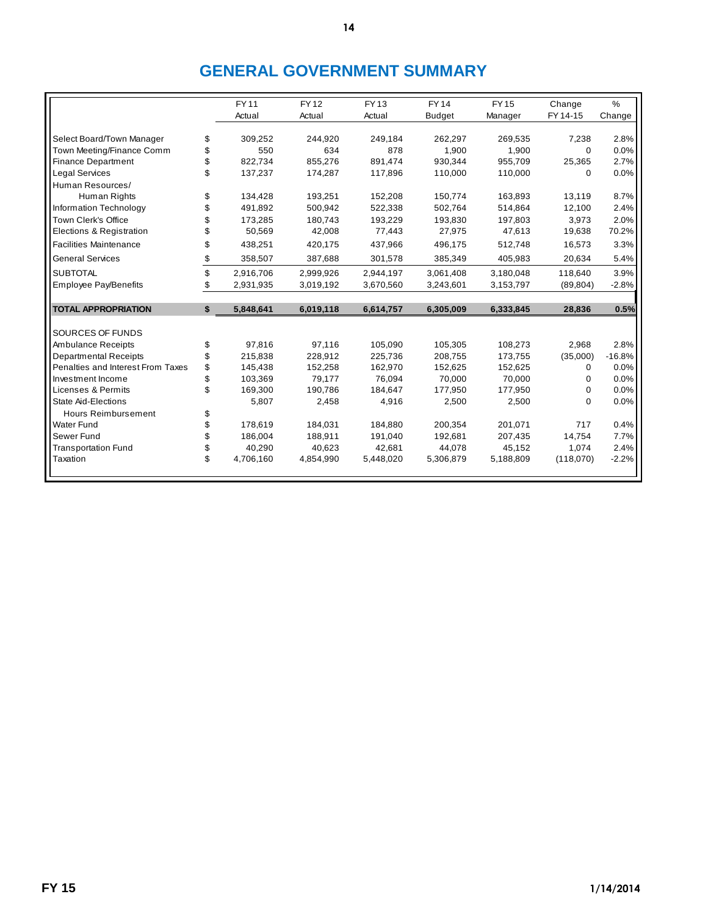# GENERAL GOVERNMENT SUMMARY

| | | FY 11 Actual | FY 12 Actual | FY 13 Actual | FY 14 Budget | FY 15 Manager | Change FY 14-15 | % Change |
|---|---|---|---|---|---|---|---|---|
| Select Board/Town Manager | $ | 309,252 | 244,920 | 249,184 | 262,297 | 269,535 | 7,238 | 2.8% |
| Town Meeting/Finance Comm | $ | 550 | 634 | 878 | 1,900 | 1,900 | 0 | 0.0% |
| Finance Department | $ | 822,734 | 855,276 | 891,474 | 930,344 | 955,709 | 25,365 | 2.7% |
| Legal Services | $ | 137,237 | 174,287 | 117,896 | 110,000 | 110,000 | 0 | 0.0% |
| Human Resources/ Human Rights | $ | 134,428 | 193,251 | 152,208 | 150,774 | 163,893 | 13,119 | 8.7% |
| Information Technology | $ | 491,892 | 500,942 | 522,338 | 502,764 | 514,864 | 12,100 | 2.4% |
| Town Clerk's Office | $ | 173,285 | 180,743 | 193,229 | 193,830 | 197,803 | 3,973 | 2.0% |
| Elections & Registration | $ | 50,569 | 42,008 | 77,443 | 27,975 | 47,613 | 19,638 | 70.2% |
| Facilities Maintenance | $ | 438,251 | 420,175 | 437,966 | 496,175 | 512,748 | 16,573 | 3.3% |
| General Services | $ | 358,507 | 387,688 | 301,578 | 385,349 | 405,983 | 20,634 | 5.4% |
| SUBTOTAL | $ | 2,916,706 | 2,999,926 | 2,944,197 | 3,061,408 | 3,180,048 | 118,640 | 3.9% |
| Employee Pay/Benefits | $ | 2,931,935 | 3,019,192 | 3,670,560 | 3,243,601 | 3,153,797 | (89,804) | -2.8% |
| **TOTAL APPROPRIATION** | **$** | **5,848,641** | **6,019,118** | **6,614,757** | **6,305,009** | **6,333,845** | **28,836** | **0.5%** |
| SOURCES OF FUNDS | | | | | | | | |
| Ambulance Receipts | $ | 97,816 | 97,116 | 105,090 | 105,305 | 108,273 | 2,968 | 2.8% |
| Departmental Receipts | $ | 215,838 | 228,912 | 225,736 | 208,755 | 173,755 | (35,000) | -16.8% |
| Penalties and Interest From Taxes | $ | 145,438 | 152,258 | 162,970 | 152,625 | 152,625 | 0 | 0.0% |
| Investment Income | $ | 103,369 | 79,177 | 76,094 | 70,000 | 70,000 | 0 | 0.0% |
| Licenses & Permits | $ | 169,300 | 190,786 | 184,647 | 177,950 | 177,950 | 0 | 0.0% |
| State Aid-Elections | | 5,807 | 2,458 | 4,916 | 2,500 | 2,500 | 0 | 0.0% |
| Hours Reimbursement | $ | | | | | | | |
| Water Fund | $ | 178,619 | 184,031 | 184,880 | 200,354 | 201,071 | 717 | 0.4% |
| Sewer Fund | $ | 186,004 | 188,911 | 191,040 | 192,681 | 207,435 | 14,754 | 7.7% |
| Transportation Fund | $ | 40,290 | 40,623 | 42,681 | 44,078 | 45,152 | 1,074 | 2.4% |
| Taxation | $ | 4,706,160 | 4,854,990 | 5,448,020 | 5,306,879 | 5,188,809 | (118,070) | -2.2% |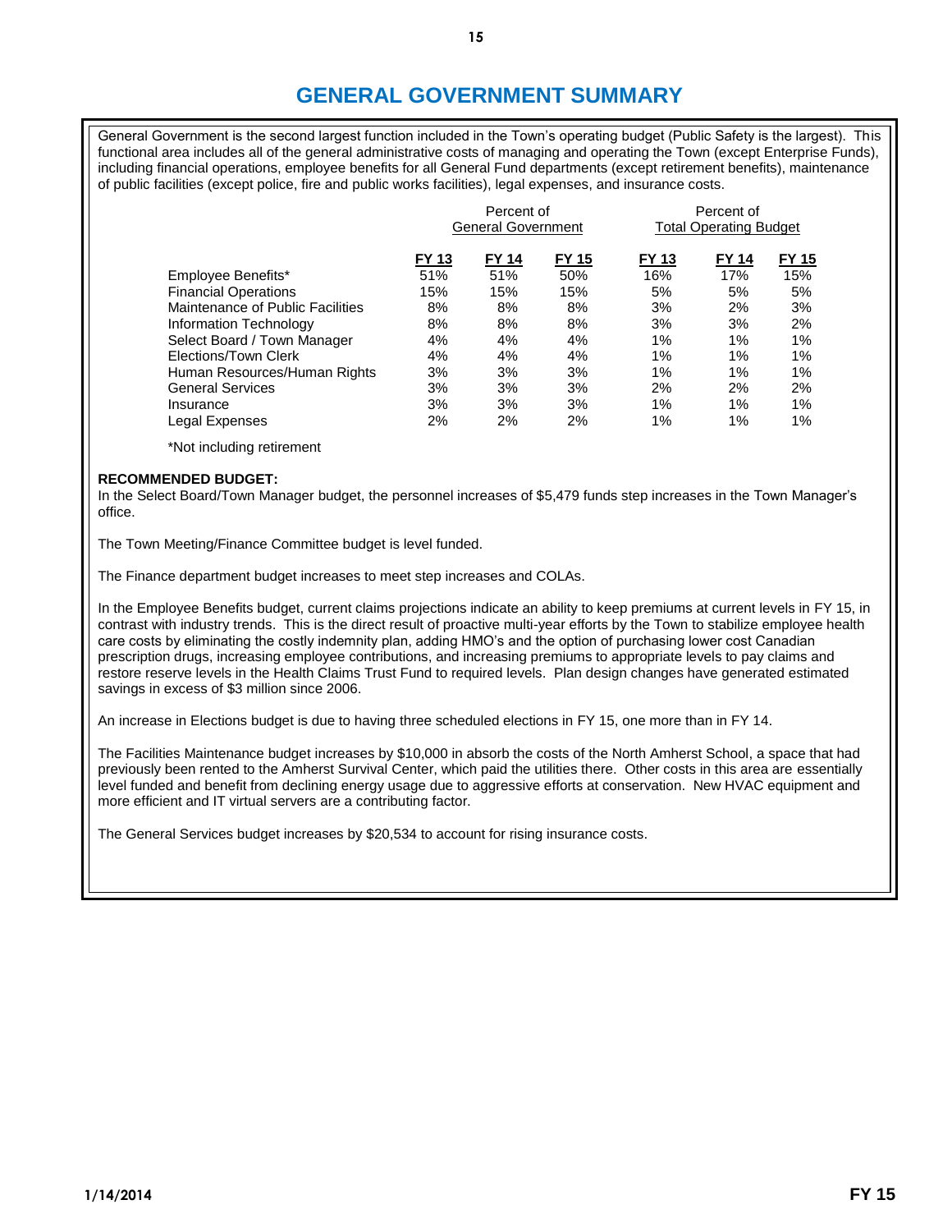# GENERAL GOVERNMENT SUMMARY

General Government is the second largest function included in the Town's operating budget (Public Safety is the largest). This functional area includes all of the general administrative costs of managing and operating the Town (except Enterprise Funds), including financial operations, employee benefits for all General Fund departments (except retirement benefits), maintenance of public facilities (except police, fire and public works facilities), legal expenses, and insurance costs.

| | Percent of General Government | | | Percent of Total Operating Budget | | |
|---|---|---|---|---|---|---|
| | FY 13 | FY 14 | FY 15 | FY 13 | FY 14 | FY 15 |
| Employee Benefits* | 51% | 51% | 50% | 16% | 17% | 15% |
| Financial Operations | 15% | 15% | 15% | 5% | 5% | 5% |
| Maintenance of Public Facilities | 8% | 8% | 8% | 3% | 2% | 3% |
| Information Technology | 8% | 8% | 8% | 3% | 3% | 2% |
| Select Board / Town Manager | 4% | 4% | 4% | 1% | 1% | 1% |
| Elections/Town Clerk | 4% | 4% | 4% | 1% | 1% | 1% |
| Human Resources/Human Rights | 3% | 3% | 3% | 1% | 1% | 1% |
| General Services | 3% | 3% | 3% | 2% | 2% | 2% |
| Insurance | 3% | 3% | 3% | 1% | 1% | 1% |
| Legal Expenses | 2% | 2% | 2% | 1% | 1% | 1% |

*Not including retirement

**RECOMMENDED BUDGET:**
In the Select Board/Town Manager budget, the personnel increases of $5,479 funds step increases in the Town Manager's office.

The Town Meeting/Finance Committee budget is level funded.

The Finance department budget increases to meet step increases and COLAs.

In the Employee Benefits budget, current claims projections indicate an ability to keep premiums at current levels in FY 15, in contrast with industry trends. This is the direct result of proactive multi-year efforts by the Town to stabilize employee health care costs by eliminating the costly indemnity plan, adding HMO's and the option of purchasing lower cost Canadian prescription drugs, increasing employee contributions, and increasing premiums to appropriate levels to pay claims and restore reserve levels in the Health Claims Trust Fund to required levels. Plan design changes have generated estimated savings in excess of $3 million since 2006.

An increase in Elections budget is due to having three scheduled elections in FY 15, one more than in FY 14.

The Facilities Maintenance budget increases by $10,000 in absorb the costs of the North Amherst School, a space that had previously been rented to the Amherst Survival Center, which paid the utilities there. Other costs in this area are essentially level funded and benefit from declining energy usage due to aggressive efforts at conservation. New HVAC equipment and more efficient and IT virtual servers are a contributing factor.

The General Services budget increases by $20,534 to account for rising insurance costs.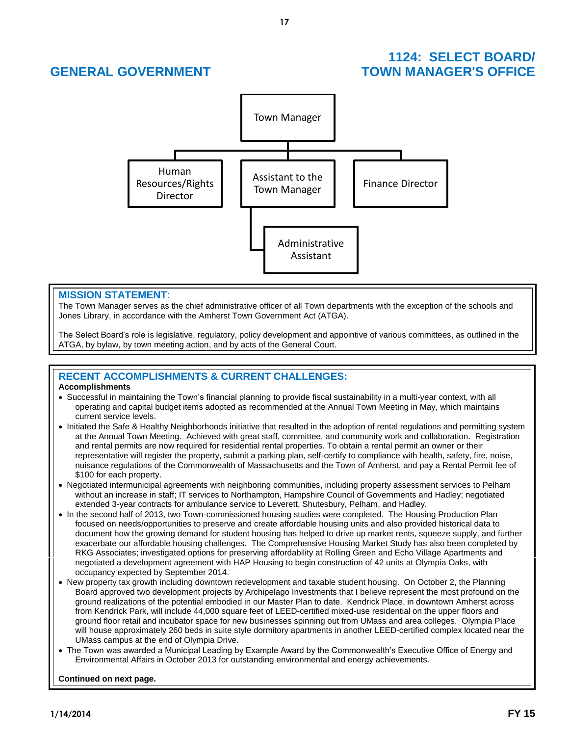## GENERAL GOVERNMENT

## 1124: SELECT BOARD/ TOWN MANAGER'S OFFICE

Town Manager

- Human Resources/Rights Director
- Assistant to the Town Manager
  - Administrative Assistant
- Finance Director

### MISSION STATEMENT:

The Town Manager serves as the chief administrative officer of all Town departments with the exception of the schools and Jones Library, in accordance with the Amherst Town Government Act (ATGA).

The Select Board's role is legislative, regulatory, policy development and appointive of various committees, as outlined in the ATGA, by bylaw, by town meeting action, and by acts of the General Court.

### RECENT ACCOMPLISHMENTS & CURRENT CHALLENGES:

**Accomplishments**

- Successful in maintaining the Town's financial planning to provide fiscal sustainability in a multi-year context, with all operating and capital budget items adopted as recommended at the Annual Town Meeting in May, which maintains current service levels.
- Initiated the Safe & Healthy Neighborhoods initiative that resulted in the adoption of rental regulations and permitting system at the Annual Town Meeting. Achieved with great staff, committee, and community work and collaboration. Registration and rental permits are now required for residential rental properties. To obtain a rental permit an owner or their representative will register the property, submit a parking plan, self-certify to compliance with health, safety, fire, noise, nuisance regulations of the Commonwealth of Massachusetts and the Town of Amherst, and pay a Rental Permit fee of $100 for each property.
- Negotiated intermunicipal agreements with neighboring communities, including property assessment services to Pelham without an increase in staff; IT services to Northampton, Hampshire Council of Governments and Hadley; negotiated extended 3-year contracts for ambulance service to Leverett, Shutesbury, Pelham, and Hadley.
- In the second half of 2013, two Town-commissioned housing studies were completed. The Housing Production Plan focused on needs/opportunities to preserve and create affordable housing units and also provided historical data to document how the growing demand for student housing has helped to drive up market rents, squeeze supply, and further exacerbate our affordable housing challenges. The Comprehensive Housing Market Study has also been completed by RKG Associates; investigated options for preserving affordability at Rolling Green and Echo Village Apartments and negotiated a development agreement with HAP Housing to begin construction of 42 units at Olympia Oaks, with occupancy expected by September 2014.
- New property tax growth including downtown redevelopment and taxable student housing. On October 2, the Planning Board approved two development projects by Archipelago Investments that I believe represent the most profound on the ground realizations of the potential embodied in our Master Plan to date. Kendrick Place, in downtown Amherst across from Kendrick Park, will include 44,000 square feet of LEED-certified mixed-use residential on the upper floors and ground floor retail and incubator space for new businesses spinning out from UMass and area colleges. Olympia Place will house approximately 260 beds in suite style dormitory apartments in another LEED-certified complex located near the UMass campus at the end of Olympia Drive.
- The Town was awarded a Municipal Leading by Example Award by the Commonwealth's Executive Office of Energy and Environmental Affairs in October 2013 for outstanding environmental and energy achievements.

**Continued on next page.**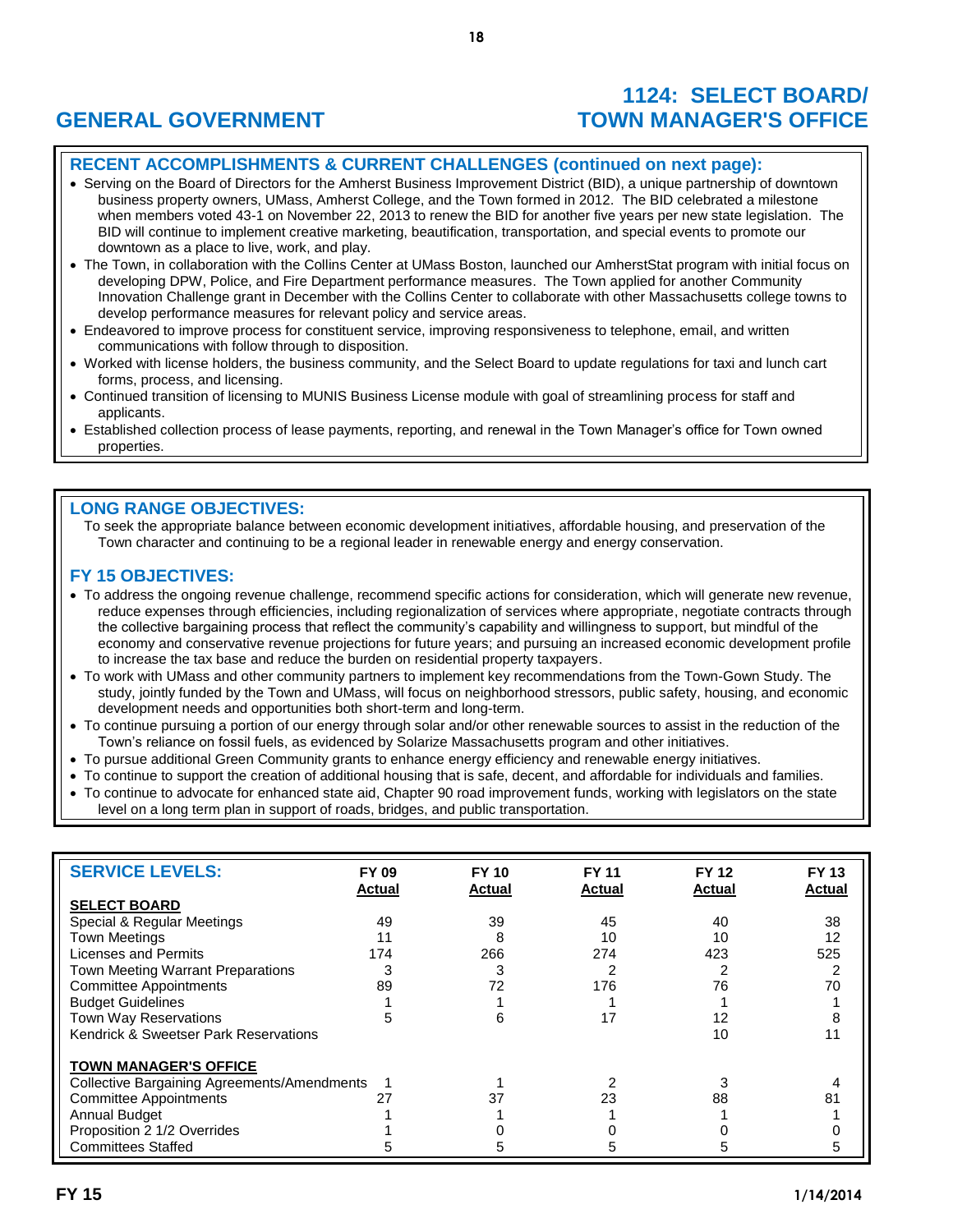# GENERAL GOVERNMENT

# 1124: SELECT BOARD/ TOWN MANAGER'S OFFICE

## RECENT ACCOMPLISHMENTS & CURRENT CHALLENGES (continued on next page):

- Serving on the Board of Directors for the Amherst Business Improvement District (BID), a unique partnership of downtown business property owners, UMass, Amherst College, and the Town formed in 2012. The BID celebrated a milestone when members voted 43-1 on November 22, 2013 to renew the BID for another five years per new state legislation. The BID will continue to implement creative marketing, beautification, transportation, and special events to promote our downtown as a place to live, work, and play.
- The Town, in collaboration with the Collins Center at UMass Boston, launched our AmherstStat program with initial focus on developing DPW, Police, and Fire Department performance measures. The Town applied for another Community Innovation Challenge grant in December with the Collins Center to collaborate with other Massachusetts college towns to develop performance measures for relevant policy and service areas.
- Endeavored to improve process for constituent service, improving responsiveness to telephone, email, and written communications with follow through to disposition.
- Worked with license holders, the business community, and the Select Board to update regulations for taxi and lunch cart forms, process, and licensing.
- Continued transition of licensing to MUNIS Business License module with goal of streamlining process for staff and applicants.
- Established collection process of lease payments, reporting, and renewal in the Town Manager's office for Town owned properties.

## LONG RANGE OBJECTIVES:

To seek the appropriate balance between economic development initiatives, affordable housing, and preservation of the Town character and continuing to be a regional leader in renewable energy and energy conservation.

## FY 15 OBJECTIVES:

- To address the ongoing revenue challenge, recommend specific actions for consideration, which will generate new revenue, reduce expenses through efficiencies, including regionalization of services where appropriate, negotiate contracts through the collective bargaining process that reflect the community's capability and willingness to support, but mindful of the economy and conservative revenue projections for future years; and pursuing an increased economic development profile to increase the tax base and reduce the burden on residential property taxpayers.
- To work with UMass and other community partners to implement key recommendations from the Town-Gown Study. The study, jointly funded by the Town and UMass, will focus on neighborhood stressors, public safety, housing, and economic development needs and opportunities both short-term and long-term.
- To continue pursuing a portion of our energy through solar and/or other renewable sources to assist in the reduction of the Town's reliance on fossil fuels, as evidenced by Solarize Massachusetts program and other initiatives.
- To pursue additional Green Community grants to enhance energy efficiency and renewable energy initiatives.
- To continue to support the creation of additional housing that is safe, decent, and affordable for individuals and families.
- To continue to advocate for enhanced state aid, Chapter 90 road improvement funds, working with legislators on the state level on a long term plan in support of roads, bridges, and public transportation.

| SERVICE LEVELS: | FY 09 Actual | FY 10 Actual | FY 11 Actual | FY 12 Actual | FY 13 Actual |
|---|---|---|---|---|---|
| **SELECT BOARD** | | | | | |
| Special & Regular Meetings | 49 | 39 | 45 | 40 | 38 |
| Town Meetings | 11 | 8 | 10 | 10 | 12 |
| Licenses and Permits | 174 | 266 | 274 | 423 | 525 |
| Town Meeting Warrant Preparations | 3 | 3 | 2 | 2 | 2 |
| Committee Appointments | 89 | 72 | 176 | 76 | 70 |
| Budget Guidelines | 1 | 1 | 1 | 1 | 1 |
| Town Way Reservations | 5 | 6 | 17 | 12 | 8 |
| Kendrick & Sweetser Park Reservations | | | | 10 | 11 |
| **TOWN MANAGER'S OFFICE** | | | | | |
| Collective Bargaining Agreements/Amendments | 1 | 1 | 2 | 3 | 4 |
| Committee Appointments | 27 | 37 | 23 | 88 | 81 |
| Annual Budget | 1 | 1 | 1 | 1 | 1 |
| Proposition 2 1/2 Overrides | 1 | 0 | 0 | 0 | 0 |
| Committees Staffed | 5 | 5 | 5 | 5 | 5 |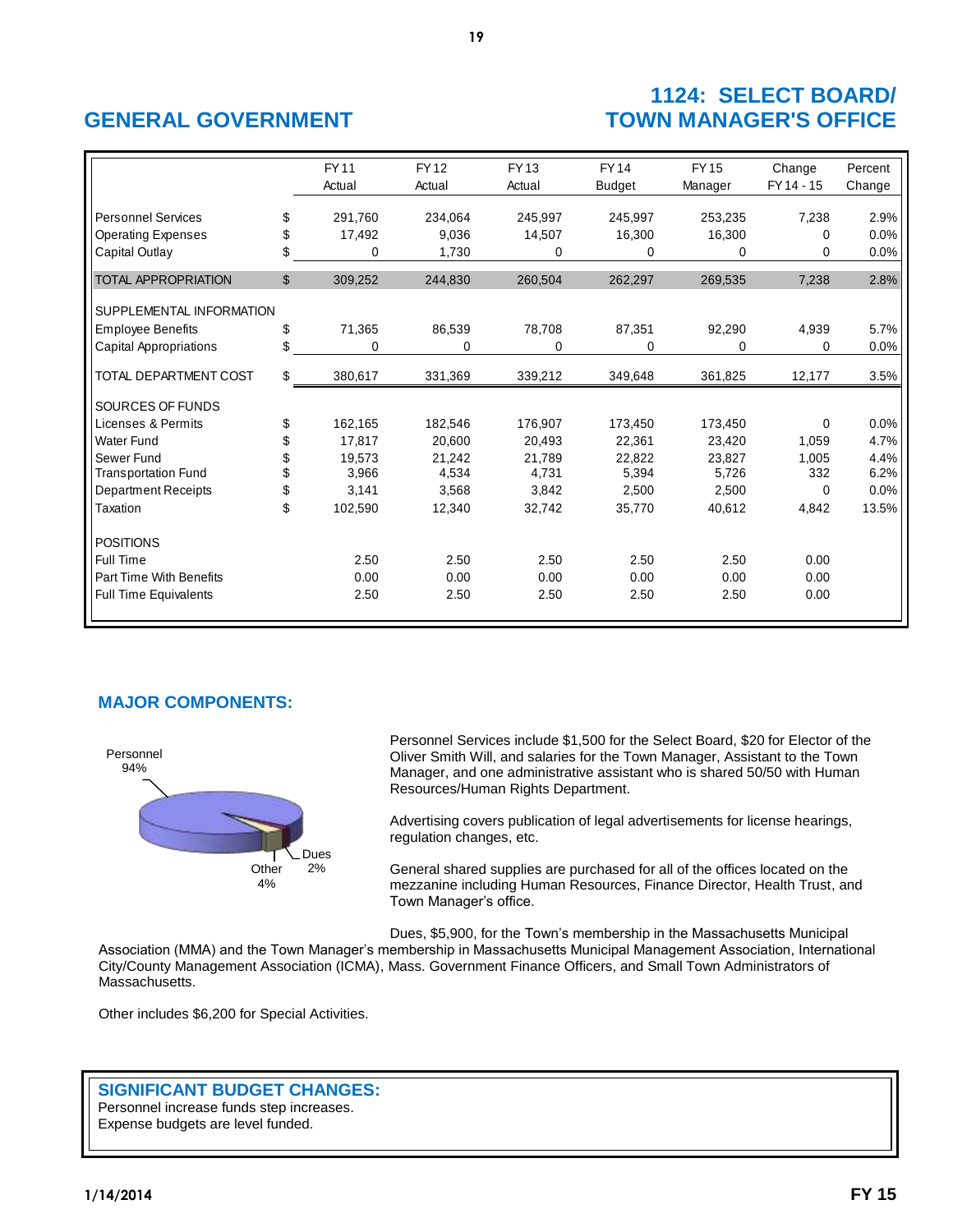## GENERAL GOVERNMENT

## 1124: SELECT BOARD/ TOWN MANAGER'S OFFICE

| | | FY 11 Actual | FY 12 Actual | FY 13 Actual | FY 14 Budget | FY 15 Manager | Change FY 14 - 15 | Percent Change |
|---|---|---|---|---|---|---|---|---|
| Personnel Services | $ | 291,760 | 234,064 | 245,997 | 245,997 | 253,235 | 7,238 | 2.9% |
| Operating Expenses | $ | 17,492 | 9,036 | 14,507 | 16,300 | 16,300 | 0 | 0.0% |
| Capital Outlay | $ | 0 | 1,730 | 0 | 0 | 0 | 0 | 0.0% |
| TOTAL APPROPRIATION | $ | 309,252 | 244,830 | 260,504 | 262,297 | 269,535 | 7,238 | 2.8% |
| SUPPLEMENTAL INFORMATION | | | | | | | | |
| Employee Benefits | $ | 71,365 | 86,539 | 78,708 | 87,351 | 92,290 | 4,939 | 5.7% |
| Capital Appropriations | $ | 0 | 0 | 0 | 0 | 0 | 0 | 0.0% |
| TOTAL DEPARTMENT COST | $ | 380,617 | 331,369 | 339,212 | 349,648 | 361,825 | 12,177 | 3.5% |
| SOURCES OF FUNDS | | | | | | | | |
| Licenses & Permits | $ | 162,165 | 182,546 | 176,907 | 173,450 | 173,450 | 0 | 0.0% |
| Water Fund | $ | 17,817 | 20,600 | 20,493 | 22,361 | 23,420 | 1,059 | 4.7% |
| Sewer Fund | $ | 19,573 | 21,242 | 21,789 | 22,822 | 23,827 | 1,005 | 4.4% |
| Transportation Fund | $ | 3,966 | 4,534 | 4,731 | 5,394 | 5,726 | 332 | 6.2% |
| Department Receipts | $ | 3,141 | 3,568 | 3,842 | 2,500 | 2,500 | 0 | 0.0% |
| Taxation | $ | 102,590 | 12,340 | 32,742 | 35,770 | 40,612 | 4,842 | 13.5% |
| POSITIONS | | | | | | | | |
| Full Time | | 2.50 | 2.50 | 2.50 | 2.50 | 2.50 | 0.00 | |
| Part Time With Benefits | | 0.00 | 0.00 | 0.00 | 0.00 | 0.00 | 0.00 | |
| Full Time Equivalents | | 2.50 | 2.50 | 2.50 | 2.50 | 2.50 | 0.00 | |

### MAJOR COMPONENTS:

Personnel 94%, Other 4%, Dues 2%

Personnel Services include $1,500 for the Select Board, $20 for Elector of the Oliver Smith Will, and salaries for the Town Manager, Assistant to the Town Manager, and one administrative assistant who is shared 50/50 with Human Resources/Human Rights Department.

Advertising covers publication of legal advertisements for license hearings, regulation changes, etc.

General shared supplies are purchased for all of the offices located on the mezzanine including Human Resources, Finance Director, Health Trust, and Town Manager's office.

Dues, $5,900, for the Town's membership in the Massachusetts Municipal Association (MMA) and the Town Manager's membership in Massachusetts Municipal Management Association, International City/County Management Association (ICMA), Mass. Government Finance Officers, and Small Town Administrators of Massachusetts.

Other includes $6,200 for Special Activities.

### SIGNIFICANT BUDGET CHANGES:

Personnel increase funds step increases.
Expense budgets are level funded.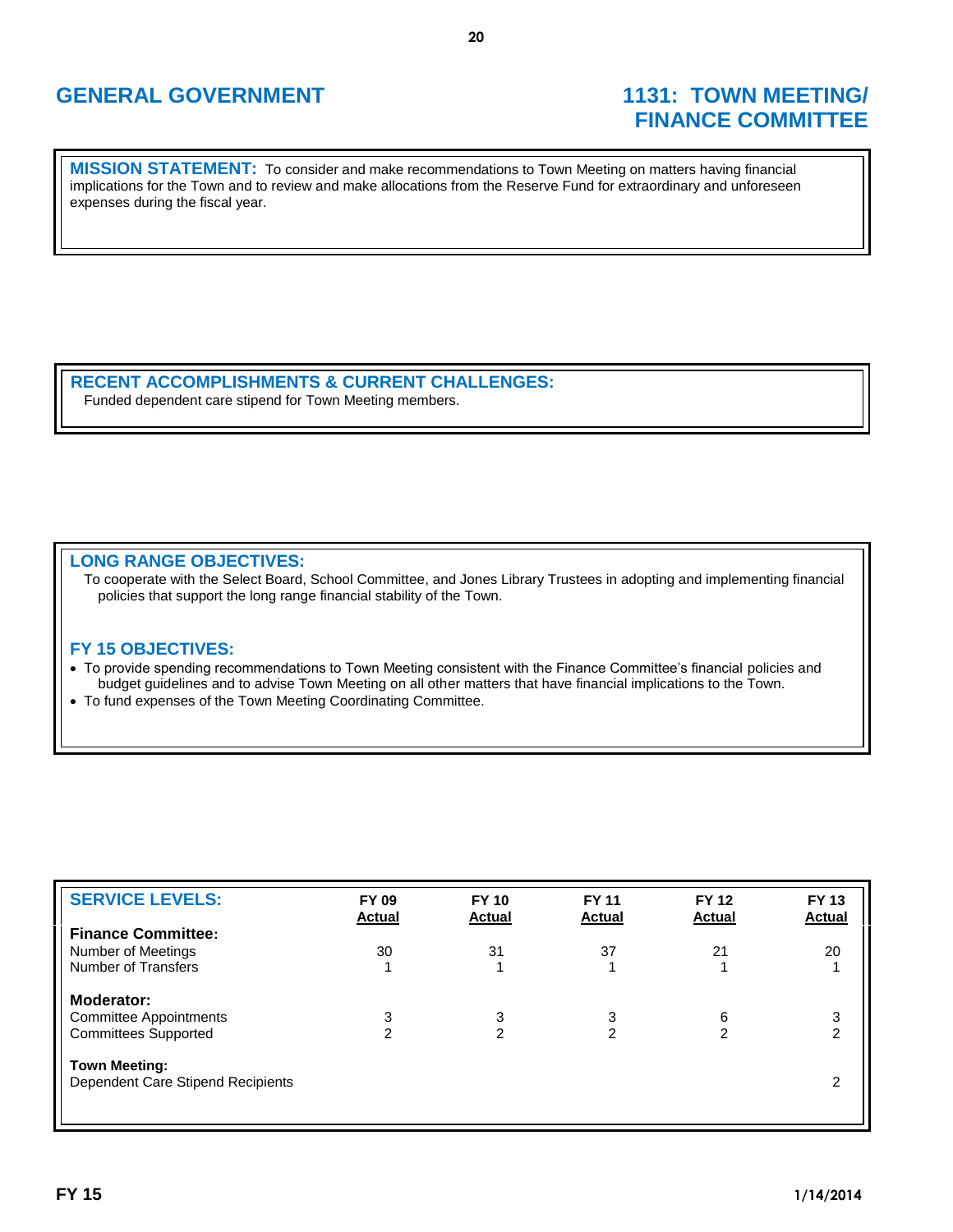# GENERAL GOVERNMENT

# 1131: TOWN MEETING/ FINANCE COMMITTEE

**MISSION STATEMENT:** To consider and make recommendations to Town Meeting on matters having financial implications for the Town and to review and make allocations from the Reserve Fund for extraordinary and unforeseen expenses during the fiscal year.

**RECENT ACCOMPLISHMENTS & CURRENT CHALLENGES:**

Funded dependent care stipend for Town Meeting members.

**LONG RANGE OBJECTIVES:**

To cooperate with the Select Board, School Committee, and Jones Library Trustees in adopting and implementing financial policies that support the long range financial stability of the Town.

**FY 15 OBJECTIVES:**

- To provide spending recommendations to Town Meeting consistent with the Finance Committee's financial policies and budget guidelines and to advise Town Meeting on all other matters that have financial implications to the Town.
- To fund expenses of the Town Meeting Coordinating Committee.

| SERVICE LEVELS: | FY 09 Actual | FY 10 Actual | FY 11 Actual | FY 12 Actual | FY 13 Actual |
|---|---|---|---|---|---|
| **Finance Committee:** | | | | | |
| Number of Meetings | 30 | 31 | 37 | 21 | 20 |
| Number of Transfers | 1 | 1 | 1 | 1 | 1 |
| **Moderator:** | | | | | |
| Committee Appointments | 3 | 3 | 3 | 6 | 3 |
| Committees Supported | 2 | 2 | 2 | 2 | 2 |
| **Town Meeting:** | | | | | |
| Dependent Care Stipend Recipients | | | | | 2 |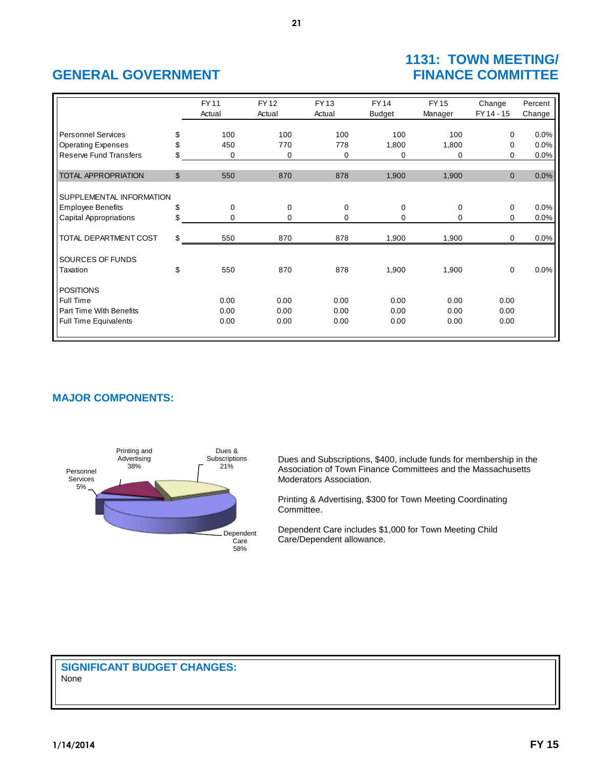## GENERAL GOVERNMENT

## 1131: TOWN MEETING/ FINANCE COMMITTEE

| | | FY 11 Actual | FY 12 Actual | FY 13 Actual | FY 14 Budget | FY 15 Manager | Change FY 14 - 15 | Percent Change |
|---|---|---|---|---|---|---|---|---|
| Personnel Services | $ | 100 | 100 | 100 | 100 | 100 | 0 | 0.0% |
| Operating Expenses | $ | 450 | 770 | 778 | 1,800 | 1,800 | 0 | 0.0% |
| Reserve Fund Transfers | $ | 0 | 0 | 0 | 0 | 0 | 0 | 0.0% |
| TOTAL APPROPRIATION | $ | 550 | 870 | 878 | 1,900 | 1,900 | 0 | 0.0% |
| SUPPLEMENTAL INFORMATION | | | | | | | | |
| Employee Benefits | $ | 0 | 0 | 0 | 0 | 0 | 0 | 0.0% |
| Capital Appropriations | $ | 0 | 0 | 0 | 0 | 0 | 0 | 0.0% |
| TOTAL DEPARTMENT COST | $ | 550 | 870 | 878 | 1,900 | 1,900 | 0 | 0.0% |
| SOURCES OF FUNDS | | | | | | | | |
| Taxation | $ | 550 | 870 | 878 | 1,900 | 1,900 | 0 | 0.0% |
| POSITIONS | | | | | | | | |
| Full Time | | 0.00 | 0.00 | 0.00 | 0.00 | 0.00 | 0.00 | |
| Part Time With Benefits | | 0.00 | 0.00 | 0.00 | 0.00 | 0.00 | 0.00 | |
| Full Time Equivalents | | 0.00 | 0.00 | 0.00 | 0.00 | 0.00 | 0.00 | |

### MAJOR COMPONENTS:

Printing and Advertising 38%; Dues & Subscriptions 21%; Personnel Services 5%; Dependent Care 58%

Dues and Subscriptions, $400, include funds for membership in the Association of Town Finance Committees and the Massachusetts Moderators Association.

Printing & Advertising, $300 for Town Meeting Coordinating Committee.

Dependent Care includes $1,000 for Town Meeting Child Care/Dependent allowance.

### SIGNIFICANT BUDGET CHANGES:

None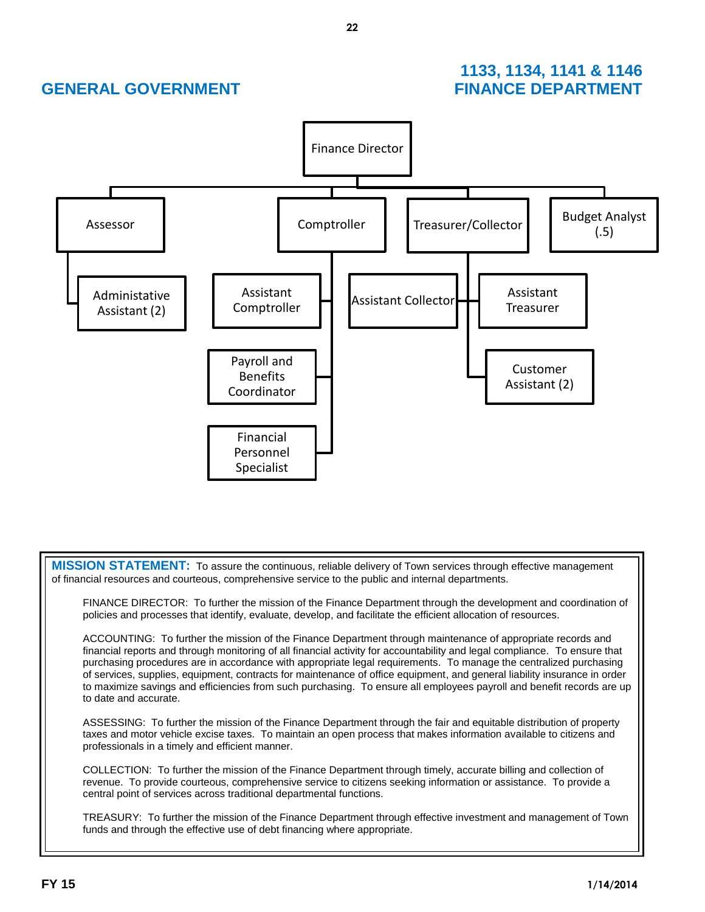## GENERAL GOVERNMENT

## 1133, 1134, 1141 & 1146 FINANCE DEPARTMENT

- Finance Director
  - Assessor
    - Administative Assistant (2)
  - Comptroller
    - Assistant Comptroller
    - Payroll and Benefits Coordinator
    - Financial Personnel Specialist
  - Treasurer/Collector
    - Assistant Collector
    - Assistant Treasurer
    - Customer Assistant (2)
  - Budget Analyst (.5)

**MISSION STATEMENT:** To assure the continuous, reliable delivery of Town services through effective management of financial resources and courteous, comprehensive service to the public and internal departments.

FINANCE DIRECTOR: To further the mission of the Finance Department through the development and coordination of policies and processes that identify, evaluate, develop, and facilitate the efficient allocation of resources.

ACCOUNTING: To further the mission of the Finance Department through maintenance of appropriate records and financial reports and through monitoring of all financial activity for accountability and legal compliance. To ensure that purchasing procedures are in accordance with appropriate legal requirements. To manage the centralized purchasing of services, supplies, equipment, contracts for maintenance of office equipment, and general liability insurance in order to maximize savings and efficiencies from such purchasing. To ensure all employees payroll and benefit records are up to date and accurate.

ASSESSING: To further the mission of the Finance Department through the fair and equitable distribution of property taxes and motor vehicle excise taxes. To maintain an open process that makes information available to citizens and professionals in a timely and efficient manner.

COLLECTION: To further the mission of the Finance Department through timely, accurate billing and collection of revenue. To provide courteous, comprehensive service to citizens seeking information or assistance. To provide a central point of services across traditional departmental functions.

TREASURY: To further the mission of the Finance Department through effective investment and management of Town funds and through the effective use of debt financing where appropriate.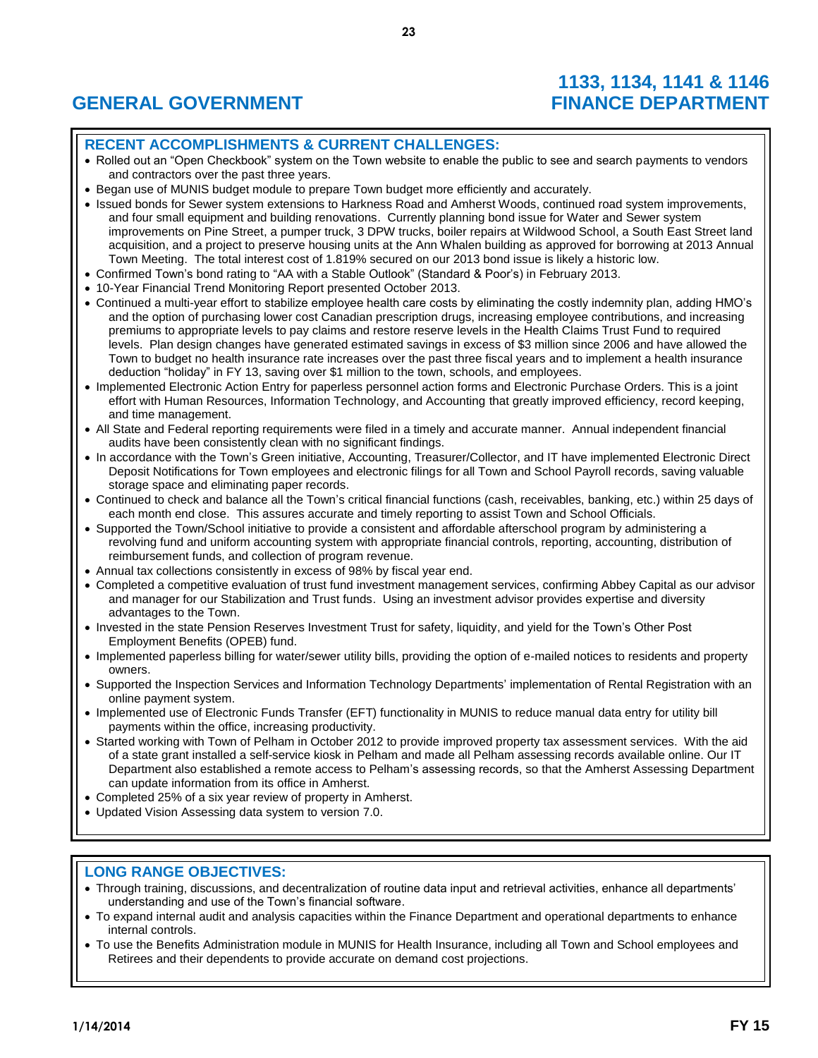# GENERAL GOVERNMENT

# 1133, 1134, 1141 & 1146 FINANCE DEPARTMENT

## RECENT ACCOMPLISHMENTS & CURRENT CHALLENGES:

- Rolled out an "Open Checkbook" system on the Town website to enable the public to see and search payments to vendors and contractors over the past three years.
- Began use of MUNIS budget module to prepare Town budget more efficiently and accurately.
- Issued bonds for Sewer system extensions to Harkness Road and Amherst Woods, continued road system improvements, and four small equipment and building renovations. Currently planning bond issue for Water and Sewer system improvements on Pine Street, a pumper truck, 3 DPW trucks, boiler repairs at Wildwood School, a South East Street land acquisition, and a project to preserve housing units at the Ann Whalen building as approved for borrowing at 2013 Annual Town Meeting. The total interest cost of 1.819% secured on our 2013 bond issue is likely a historic low.
- Confirmed Town's bond rating to "AA with a Stable Outlook" (Standard & Poor's) in February 2013.
- 10-Year Financial Trend Monitoring Report presented October 2013.
- Continued a multi-year effort to stabilize employee health care costs by eliminating the costly indemnity plan, adding HMO's and the option of purchasing lower cost Canadian prescription drugs, increasing employee contributions, and increasing premiums to appropriate levels to pay claims and restore reserve levels in the Health Claims Trust Fund to required levels. Plan design changes have generated estimated savings in excess of $3 million since 2006 and have allowed the Town to budget no health insurance rate increases over the past three fiscal years and to implement a health insurance deduction "holiday" in FY 13, saving over $1 million to the town, schools, and employees.
- Implemented Electronic Action Entry for paperless personnel action forms and Electronic Purchase Orders. This is a joint effort with Human Resources, Information Technology, and Accounting that greatly improved efficiency, record keeping, and time management.
- All State and Federal reporting requirements were filed in a timely and accurate manner. Annual independent financial audits have been consistently clean with no significant findings.
- In accordance with the Town's Green initiative, Accounting, Treasurer/Collector, and IT have implemented Electronic Direct Deposit Notifications for Town employees and electronic filings for all Town and School Payroll records, saving valuable storage space and eliminating paper records.
- Continued to check and balance all the Town's critical financial functions (cash, receivables, banking, etc.) within 25 days of each month end close. This assures accurate and timely reporting to assist Town and School Officials.
- Supported the Town/School initiative to provide a consistent and affordable afterschool program by administering a revolving fund and uniform accounting system with appropriate financial controls, reporting, accounting, distribution of reimbursement funds, and collection of program revenue.
- Annual tax collections consistently in excess of 98% by fiscal year end.
- Completed a competitive evaluation of trust fund investment management services, confirming Abbey Capital as our advisor and manager for our Stabilization and Trust funds. Using an investment advisor provides expertise and diversity advantages to the Town.
- Invested in the state Pension Reserves Investment Trust for safety, liquidity, and yield for the Town's Other Post Employment Benefits (OPEB) fund.
- Implemented paperless billing for water/sewer utility bills, providing the option of e-mailed notices to residents and property owners.
- Supported the Inspection Services and Information Technology Departments' implementation of Rental Registration with an online payment system.
- Implemented use of Electronic Funds Transfer (EFT) functionality in MUNIS to reduce manual data entry for utility bill payments within the office, increasing productivity.
- Started working with Town of Pelham in October 2012 to provide improved property tax assessment services. With the aid of a state grant installed a self-service kiosk in Pelham and made all Pelham assessing records available online. Our IT Department also established a remote access to Pelham's assessing records, so that the Amherst Assessing Department can update information from its office in Amherst.
- Completed 25% of a six year review of property in Amherst.
- Updated Vision Assessing data system to version 7.0.

## LONG RANGE OBJECTIVES:

- Through training, discussions, and decentralization of routine data input and retrieval activities, enhance all departments' understanding and use of the Town's financial software.
- To expand internal audit and analysis capacities within the Finance Department and operational departments to enhance internal controls.
- To use the Benefits Administration module in MUNIS for Health Insurance, including all Town and School employees and Retirees and their dependents to provide accurate on demand cost projections.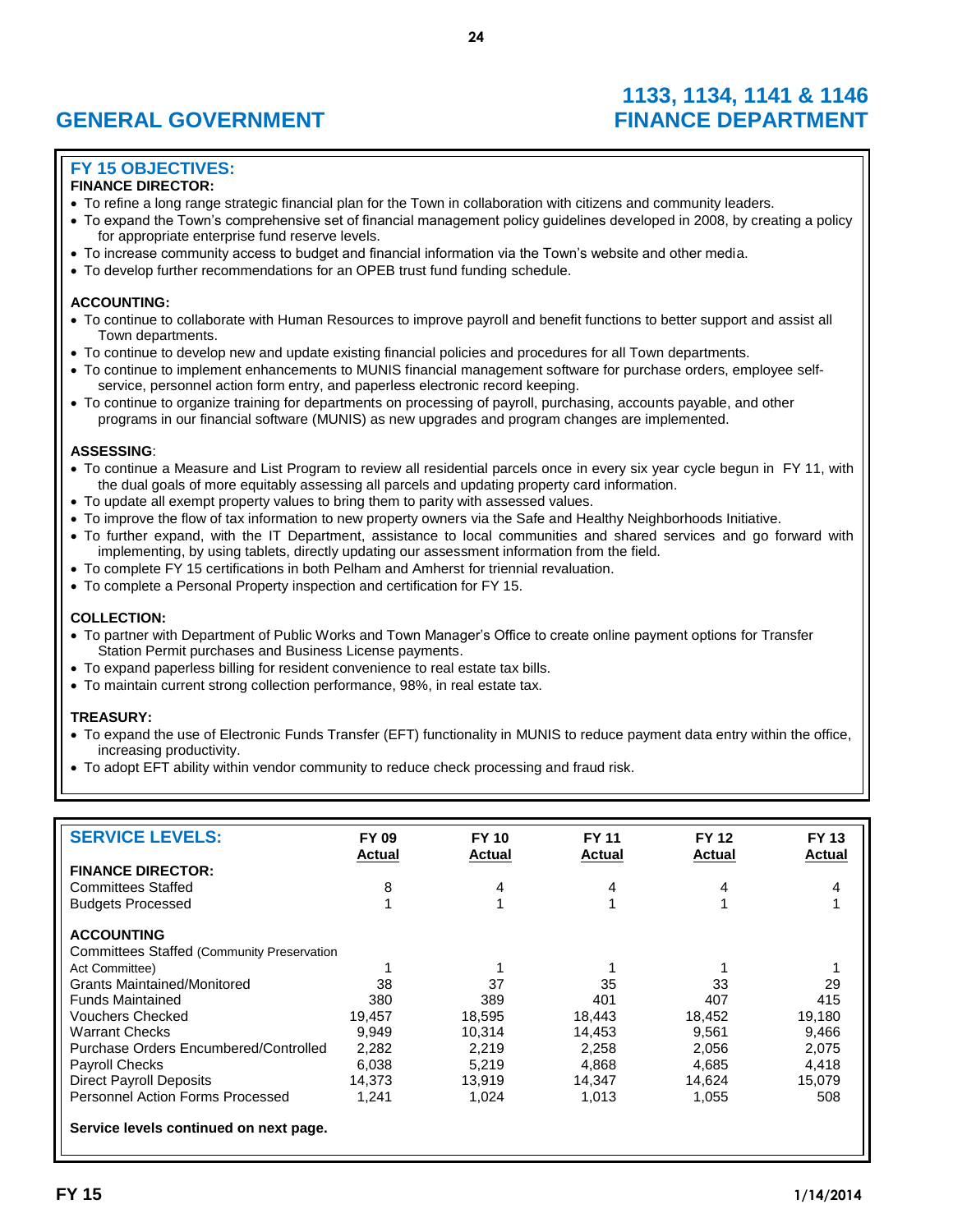# GENERAL GOVERNMENT

# 1133, 1134, 1141 & 1146 FINANCE DEPARTMENT

## FY 15 OBJECTIVES:

**FINANCE DIRECTOR:**

- To refine a long range strategic financial plan for the Town in collaboration with citizens and community leaders.
- To expand the Town's comprehensive set of financial management policy guidelines developed in 2008, by creating a policy for appropriate enterprise fund reserve levels.
- To increase community access to budget and financial information via the Town's website and other media.
- To develop further recommendations for an OPEB trust fund funding schedule.

**ACCOUNTING:**

- To continue to collaborate with Human Resources to improve payroll and benefit functions to better support and assist all Town departments.
- To continue to develop new and update existing financial policies and procedures for all Town departments.
- To continue to implement enhancements to MUNIS financial management software for purchase orders, employee self-service, personnel action form entry, and paperless electronic record keeping.
- To continue to organize training for departments on processing of payroll, purchasing, accounts payable, and other programs in our financial software (MUNIS) as new upgrades and program changes are implemented.

**ASSESSING**:

- To continue a Measure and List Program to review all residential parcels once in every six year cycle begun in FY 11, with the dual goals of more equitably assessing all parcels and updating property card information.
- To update all exempt property values to bring them to parity with assessed values.
- To improve the flow of tax information to new property owners via the Safe and Healthy Neighborhoods Initiative.
- To further expand, with the IT Department, assistance to local communities and shared services and go forward with implementing, by using tablets, directly updating our assessment information from the field.
- To complete FY 15 certifications in both Pelham and Amherst for triennial revaluation.
- To complete a Personal Property inspection and certification for FY 15.

**COLLECTION:**

- To partner with Department of Public Works and Town Manager's Office to create online payment options for Transfer Station Permit purchases and Business License payments.
- To expand paperless billing for resident convenience to real estate tax bills.
- To maintain current strong collection performance, 98%, in real estate tax.

**TREASURY:**

- To expand the use of Electronic Funds Transfer (EFT) functionality in MUNIS to reduce payment data entry within the office, increasing productivity.
- To adopt EFT ability within vendor community to reduce check processing and fraud risk.

## SERVICE LEVELS:

| | FY 09 Actual | FY 10 Actual | FY 11 Actual | FY 12 Actual | FY 13 Actual |
|---|---|---|---|---|---|
| **FINANCE DIRECTOR:** | | | | | |
| Committees Staffed | 8 | 4 | 4 | 4 | 4 |
| Budgets Processed | 1 | 1 | 1 | 1 | 1 |
| **ACCOUNTING** | | | | | |
| Committees Staffed (Community Preservation Act Committee) | 1 | 1 | 1 | 1 | 1 |
| Grants Maintained/Monitored | 38 | 37 | 35 | 33 | 29 |
| Funds Maintained | 380 | 389 | 401 | 407 | 415 |
| Vouchers Checked | 19,457 | 18,595 | 18,443 | 18,452 | 19,180 |
| Warrant Checks | 9,949 | 10,314 | 14,453 | 9,561 | 9,466 |
| Purchase Orders Encumbered/Controlled | 2,282 | 2,219 | 2,258 | 2,056 | 2,075 |
| Payroll Checks | 6,038 | 5,219 | 4,868 | 4,685 | 4,418 |
| Direct Payroll Deposits | 14,373 | 13,919 | 14,347 | 14,624 | 15,079 |
| Personnel Action Forms Processed | 1,241 | 1,024 | 1,013 | 1,055 | 508 |

**Service levels continued on next page.**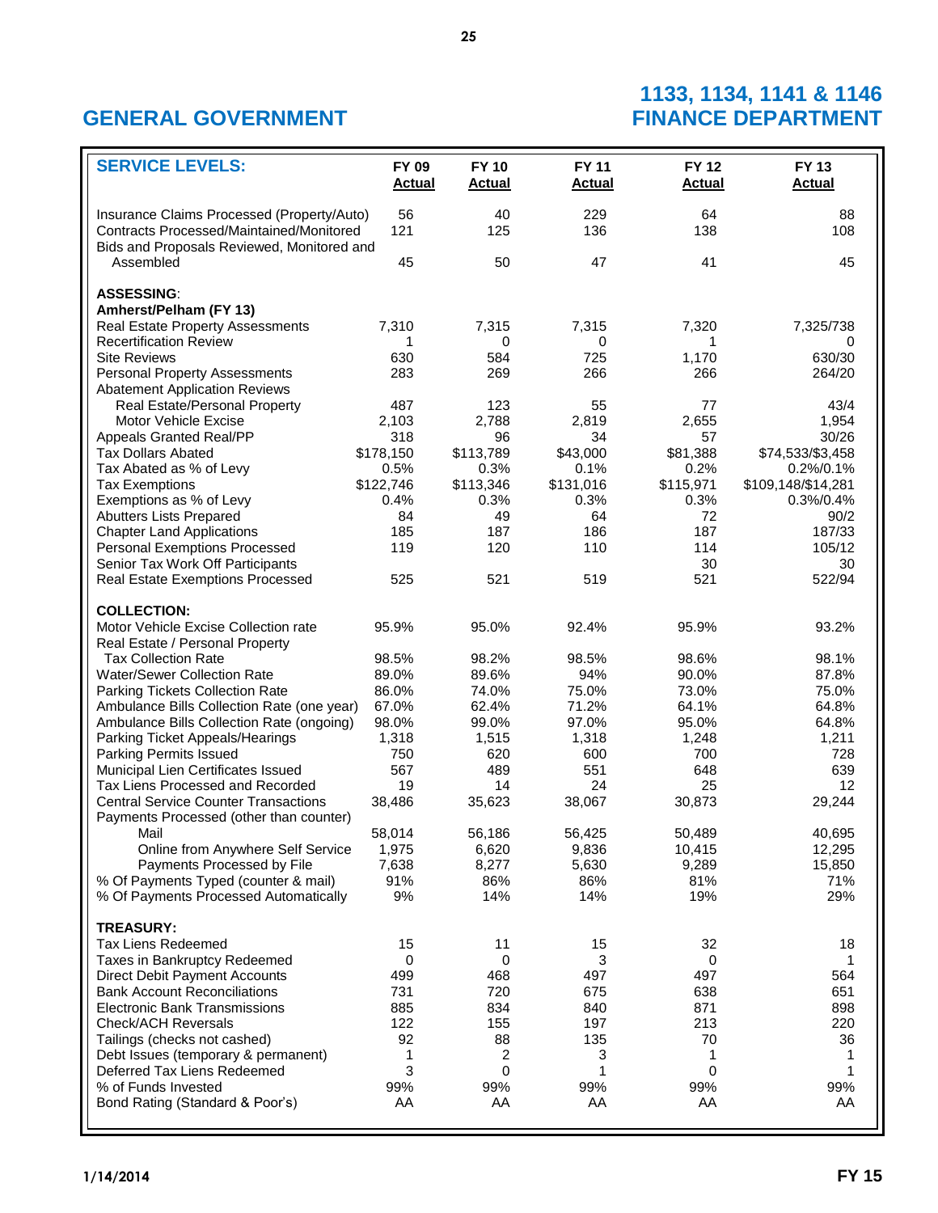# GENERAL GOVERNMENT

# 1133, 1134, 1141 & 1146 FINANCE DEPARTMENT

| SERVICE LEVELS: | FY 09 Actual | FY 10 Actual | FY 11 Actual | FY 12 Actual | FY 13 Actual |
|---|---|---|---|---|---|
| Insurance Claims Processed (Property/Auto) | 56 | 40 | 229 | 64 | 88 |
| Contracts Processed/Maintained/Monitored | 121 | 125 | 136 | 138 | 108 |
| Bids and Proposals Reviewed, Monitored and Assembled | 45 | 50 | 47 | 41 | 45 |
| **ASSESSING**: | | | | | |
| **Amherst/Pelham (FY 13)** | | | | | |
| Real Estate Property Assessments | 7,310 | 7,315 | 7,315 | 7,320 | 7,325/738 |
| Recertification Review | 1 | 0 | 0 | 1 | 0 |
| Site Reviews | 630 | 584 | 725 | 1,170 | 630/30 |
| Personal Property Assessments | 283 | 269 | 266 | 266 | 264/20 |
| Abatement Application Reviews | | | | | |
| Real Estate/Personal Property | 487 | 123 | 55 | 77 | 43/4 |
| Motor Vehicle Excise | 2,103 | 2,788 | 2,819 | 2,655 | 1,954 |
| Appeals Granted Real/PP | 318 | 96 | 34 | 57 | 30/26 |
| Tax Dollars Abated | $178,150 | $113,789 | $43,000 | $81,388 | $74,533/$3,458 |
| Tax Abated as % of Levy | 0.5% | 0.3% | 0.1% | 0.2% | 0.2%/0.1% |
| Tax Exemptions | $122,746 | $113,346 | $131,016 | $115,971 | $109,148/$14,281 |
| Exemptions as % of Levy | 0.4% | 0.3% | 0.3% | 0.3% | 0.3%/0.4% |
| Abutters Lists Prepared | 84 | 49 | 64 | 72 | 90/2 |
| Chapter Land Applications | 185 | 187 | 186 | 187 | 187/33 |
| Personal Exemptions Processed | 119 | 120 | 110 | 114 | 105/12 |
| Senior Tax Work Off Participants | | | | 30 | 30 |
| Real Estate Exemptions Processed | 525 | 521 | 519 | 521 | 522/94 |
| **COLLECTION:** | | | | | |
| Motor Vehicle Excise Collection rate | 95.9% | 95.0% | 92.4% | 95.9% | 93.2% |
| Real Estate / Personal Property Tax Collection Rate | 98.5% | 98.2% | 98.5% | 98.6% | 98.1% |
| Water/Sewer Collection Rate | 89.0% | 89.6% | 94% | 90.0% | 87.8% |
| Parking Tickets Collection Rate | 86.0% | 74.0% | 75.0% | 73.0% | 75.0% |
| Ambulance Bills Collection Rate (one year) | 67.0% | 62.4% | 71.2% | 64.1% | 64.8% |
| Ambulance Bills Collection Rate (ongoing) | 98.0% | 99.0% | 97.0% | 95.0% | 64.8% |
| Parking Ticket Appeals/Hearings | 1,318 | 1,515 | 1,318 | 1,248 | 1,211 |
| Parking Permits Issued | 750 | 620 | 600 | 700 | 728 |
| Municipal Lien Certificates Issued | 567 | 489 | 551 | 648 | 639 |
| Tax Liens Processed and Recorded | 19 | 14 | 24 | 25 | 12 |
| Central Service Counter Transactions | 38,486 | 35,623 | 38,067 | 30,873 | 29,244 |
| Payments Processed (other than counter) | | | | | |
| Mail | 58,014 | 56,186 | 56,425 | 50,489 | 40,695 |
| Online from Anywhere Self Service | 1,975 | 6,620 | 9,836 | 10,415 | 12,295 |
| Payments Processed by File | 7,638 | 8,277 | 5,630 | 9,289 | 15,850 |
| % Of Payments Typed (counter & mail) | 91% | 86% | 86% | 81% | 71% |
| % Of Payments Processed Automatically | 9% | 14% | 14% | 19% | 29% |
| **TREASURY:** | | | | | |
| Tax Liens Redeemed | 15 | 11 | 15 | 32 | 18 |
| Taxes in Bankruptcy Redeemed | 0 | 0 | 3 | 0 | 1 |
| Direct Debit Payment Accounts | 499 | 468 | 497 | 497 | 564 |
| Bank Account Reconciliations | 731 | 720 | 675 | 638 | 651 |
| Electronic Bank Transmissions | 885 | 834 | 840 | 871 | 898 |
| Check/ACH Reversals | 122 | 155 | 197 | 213 | 220 |
| Tailings (checks not cashed) | 92 | 88 | 135 | 70 | 36 |
| Debt Issues (temporary & permanent) | 1 | 2 | 3 | 1 | 1 |
| Deferred Tax Liens Redeemed | 3 | 0 | 1 | 0 | 1 |
| % of Funds Invested | 99% | 99% | 99% | 99% | 99% |
| Bond Rating (Standard & Poor's) | AA | AA | AA | AA | AA |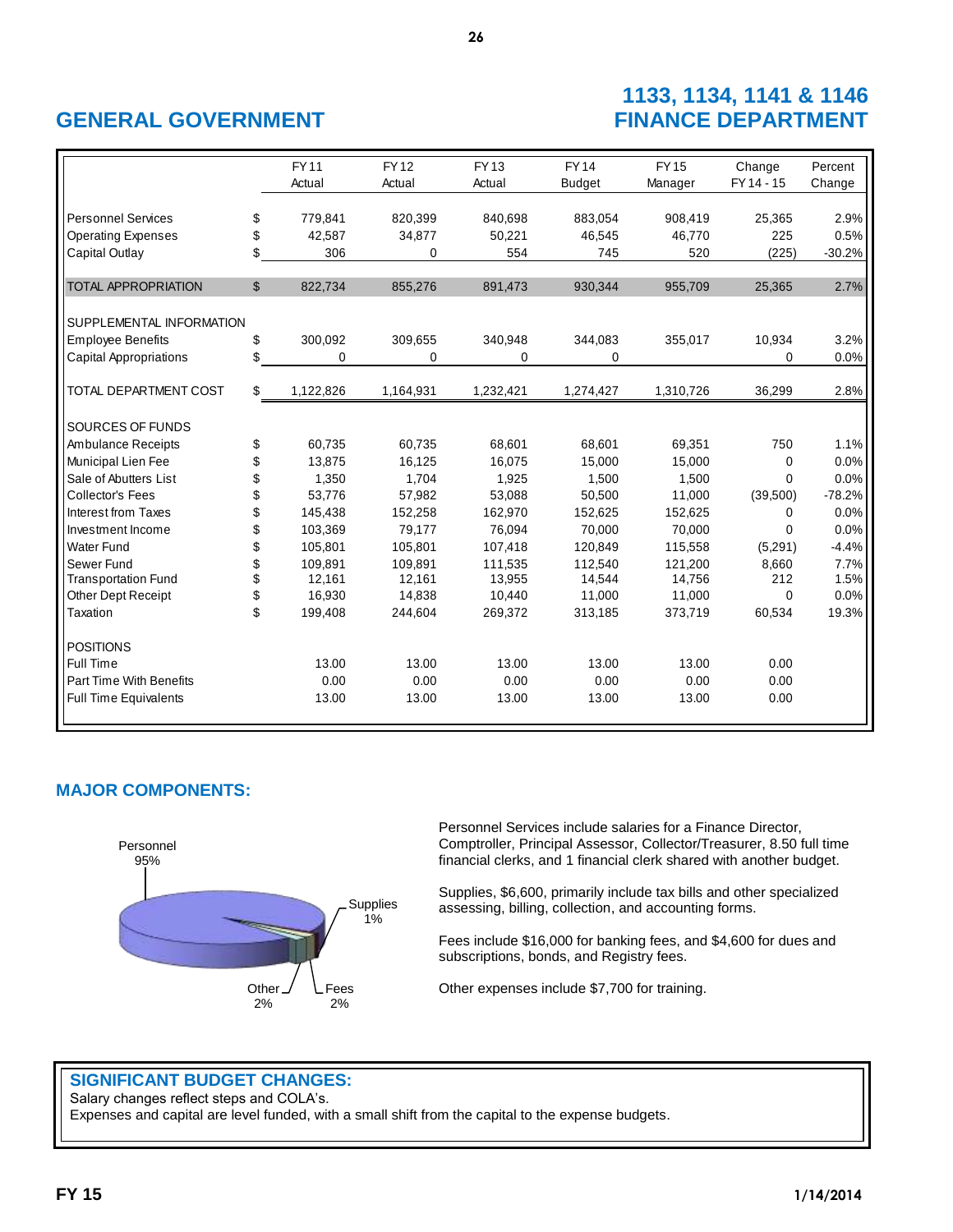## GENERAL GOVERNMENT

## 1133, 1134, 1141 & 1146 FINANCE DEPARTMENT

| | | FY 11 Actual | FY 12 Actual | FY 13 Actual | FY 14 Budget | FY 15 Manager | Change FY 14 - 15 | Percent Change |
|---|---|---|---|---|---|---|---|---|
| Personnel Services | $ | 779,841 | 820,399 | 840,698 | 883,054 | 908,419 | 25,365 | 2.9% |
| Operating Expenses | $ | 42,587 | 34,877 | 50,221 | 46,545 | 46,770 | 225 | 0.5% |
| Capital Outlay | $ | 306 | 0 | 554 | 745 | 520 | (225) | -30.2% |
| TOTAL APPROPRIATION | $ | 822,734 | 855,276 | 891,473 | 930,344 | 955,709 | 25,365 | 2.7% |
| SUPPLEMENTAL INFORMATION | | | | | | | | |
| Employee Benefits | $ | 300,092 | 309,655 | 340,948 | 344,083 | 355,017 | 10,934 | 3.2% |
| Capital Appropriations | $ | 0 | 0 | 0 | 0 | | 0 | 0.0% |
| TOTAL DEPARTMENT COST | $ | 1,122,826 | 1,164,931 | 1,232,421 | 1,274,427 | 1,310,726 | 36,299 | 2.8% |
| SOURCES OF FUNDS | | | | | | | | |
| Ambulance Receipts | $ | 60,735 | 60,735 | 68,601 | 68,601 | 69,351 | 750 | 1.1% |
| Municipal Lien Fee | $ | 13,875 | 16,125 | 16,075 | 15,000 | 15,000 | 0 | 0.0% |
| Sale of Abutters List | $ | 1,350 | 1,704 | 1,925 | 1,500 | 1,500 | 0 | 0.0% |
| Collector's Fees | $ | 53,776 | 57,982 | 53,088 | 50,500 | 11,000 | (39,500) | -78.2% |
| Interest from Taxes | $ | 145,438 | 152,258 | 162,970 | 152,625 | 152,625 | 0 | 0.0% |
| Investment Income | $ | 103,369 | 79,177 | 76,094 | 70,000 | 70,000 | 0 | 0.0% |
| Water Fund | $ | 105,801 | 105,801 | 107,418 | 120,849 | 115,558 | (5,291) | -4.4% |
| Sewer Fund | $ | 109,891 | 109,891 | 111,535 | 112,540 | 121,200 | 8,660 | 7.7% |
| Transportation Fund | $ | 12,161 | 12,161 | 13,955 | 14,544 | 14,756 | 212 | 1.5% |
| Other Dept Receipt | $ | 16,930 | 14,838 | 10,440 | 11,000 | 11,000 | 0 | 0.0% |
| Taxation | $ | 199,408 | 244,604 | 269,372 | 313,185 | 373,719 | 60,534 | 19.3% |
| POSITIONS | | | | | | | | |
| Full Time | | 13.00 | 13.00 | 13.00 | 13.00 | 13.00 | 0.00 | |
| Part Time With Benefits | | 0.00 | 0.00 | 0.00 | 0.00 | 0.00 | 0.00 | |
| Full Time Equivalents | | 13.00 | 13.00 | 13.00 | 13.00 | 13.00 | 0.00 | |

### MAJOR COMPONENTS:

Personnel 95%, Supplies 1%, Other 2%, Fees 2%

Personnel Services include salaries for a Finance Director, Comptroller, Principal Assessor, Collector/Treasurer, 8.50 full time financial clerks, and 1 financial clerk shared with another budget.

Supplies, $6,600, primarily include tax bills and other specialized assessing, billing, collection, and accounting forms.

Fees include $16,000 for banking fees, and $4,600 for dues and subscriptions, bonds, and Registry fees.

Other expenses include $7,700 for training.

### SIGNIFICANT BUDGET CHANGES:

Salary changes reflect steps and COLA's.
Expenses and capital are level funded, with a small shift from the capital to the expense budgets.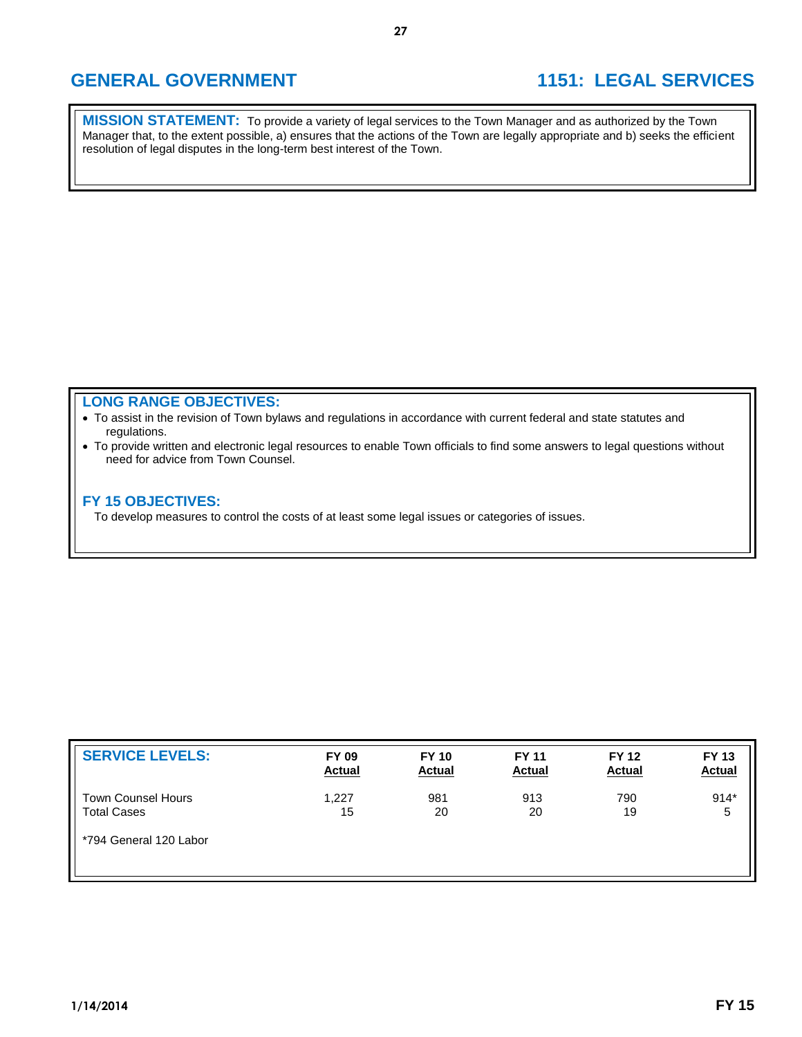# GENERAL GOVERNMENT

# 1151: LEGAL SERVICES

**MISSION STATEMENT:** To provide a variety of legal services to the Town Manager and as authorized by the Town Manager that, to the extent possible, a) ensures that the actions of the Town are legally appropriate and b) seeks the efficient resolution of legal disputes in the long-term best interest of the Town.

## LONG RANGE OBJECTIVES:

- To assist in the revision of Town bylaws and regulations in accordance with current federal and state statutes and regulations.
- To provide written and electronic legal resources to enable Town officials to find some answers to legal questions without need for advice from Town Counsel.

## FY 15 OBJECTIVES:

To develop measures to control the costs of at least some legal issues or categories of issues.

| SERVICE LEVELS: | FY 09 Actual | FY 10 Actual | FY 11 Actual | FY 12 Actual | FY 13 Actual |
|---|---|---|---|---|---|
| Town Counsel Hours | 1,227 | 981 | 913 | 790 | 914* |
| Total Cases | 15 | 20 | 20 | 19 | 5 |

*794 General 120 Labor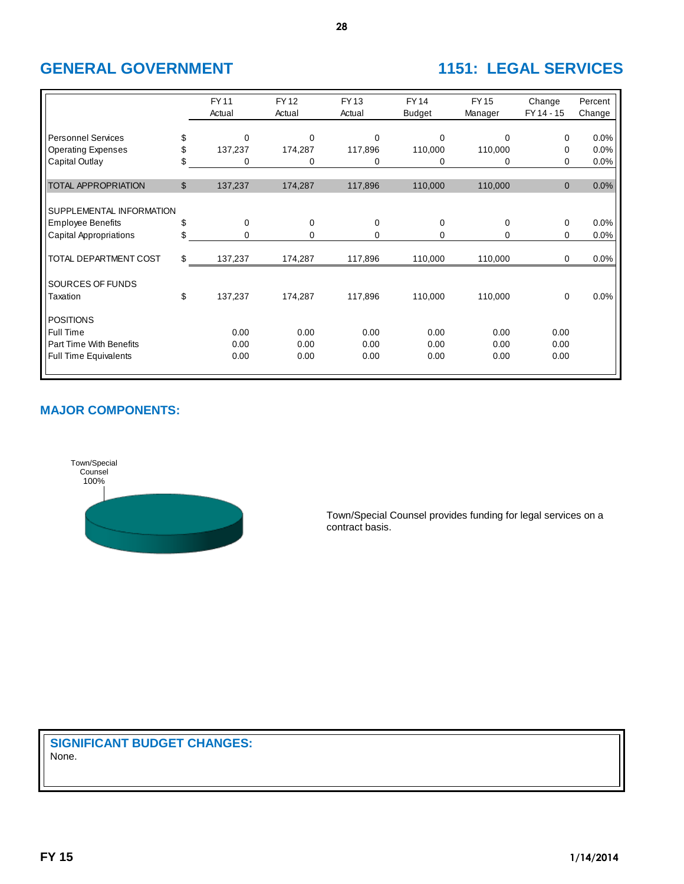# GENERAL GOVERNMENT

# 1151: LEGAL SERVICES

| | | FY 11 Actual | FY 12 Actual | FY 13 Actual | FY 14 Budget | FY 15 Manager | Change FY 14 - 15 | Percent Change |
|---|---|---|---|---|---|---|---|---|
| Personnel Services | $ | 0 | 0 | 0 | 0 | 0 | 0 | 0.0% |
| Operating Expenses | $ | 137,237 | 174,287 | 117,896 | 110,000 | 110,000 | 0 | 0.0% |
| Capital Outlay | $ | 0 | 0 | 0 | 0 | 0 | 0 | 0.0% |
| TOTAL APPROPRIATION | $ | 137,237 | 174,287 | 117,896 | 110,000 | 110,000 | 0 | 0.0% |
| SUPPLEMENTAL INFORMATION | | | | | | | | |
| Employee Benefits | $ | 0 | 0 | 0 | 0 | 0 | 0 | 0.0% |
| Capital Appropriations | $ | 0 | 0 | 0 | 0 | 0 | 0 | 0.0% |
| TOTAL DEPARTMENT COST | $ | 137,237 | 174,287 | 117,896 | 110,000 | 110,000 | 0 | 0.0% |
| SOURCES OF FUNDS | | | | | | | | |
| Taxation | $ | 137,237 | 174,287 | 117,896 | 110,000 | 110,000 | 0 | 0.0% |
| POSITIONS | | | | | | | | |
| Full Time | | 0.00 | 0.00 | 0.00 | 0.00 | 0.00 | 0.00 | |
| Part Time With Benefits | | 0.00 | 0.00 | 0.00 | 0.00 | 0.00 | 0.00 | |
| Full Time Equivalents | | 0.00 | 0.00 | 0.00 | 0.00 | 0.00 | 0.00 | |

## MAJOR COMPONENTS:

Town/Special Counsel 100%

Town/Special Counsel provides funding for legal services on a contract basis.

## SIGNIFICANT BUDGET CHANGES:

None.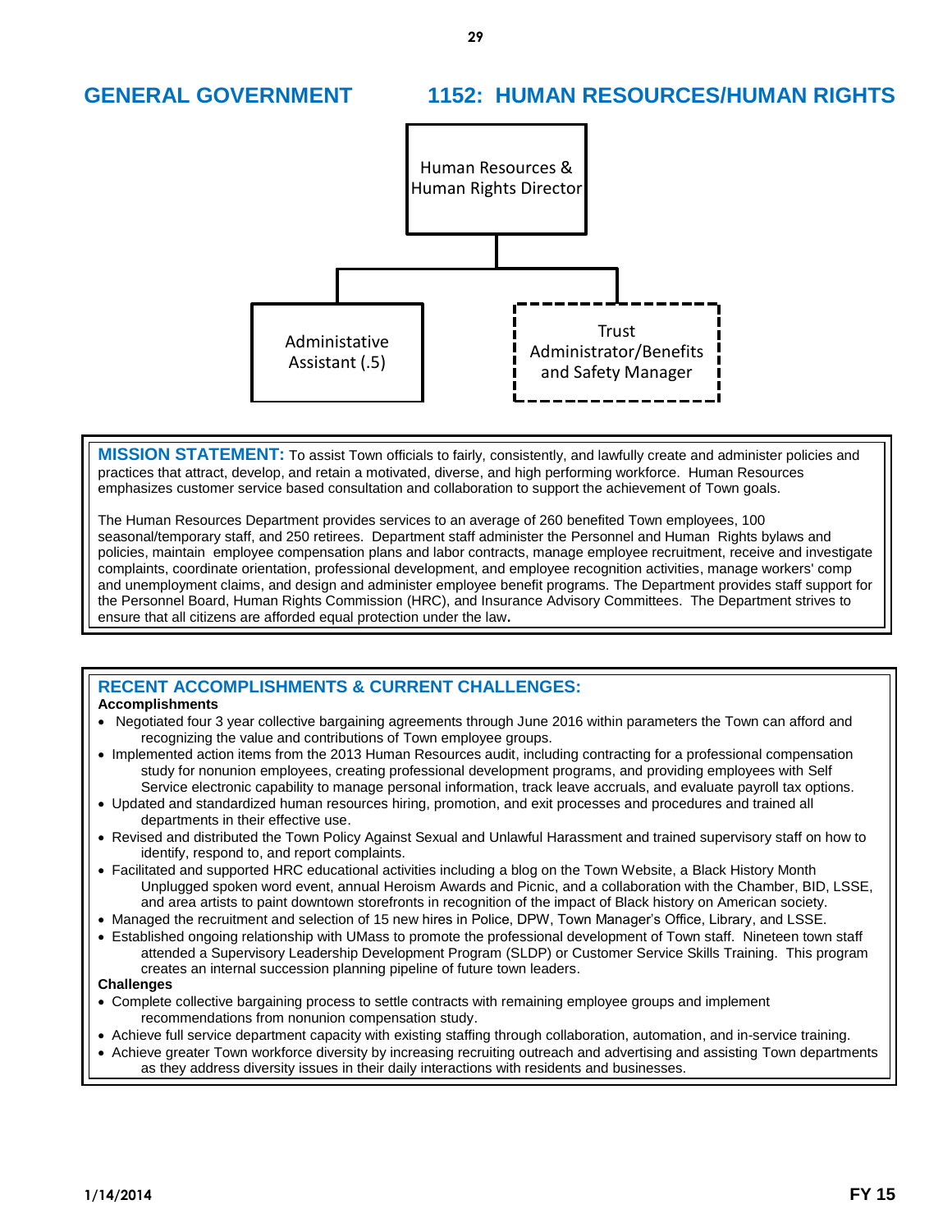# GENERAL GOVERNMENT 1152: HUMAN RESOURCES/HUMAN RIGHTS

Human Resources & Human Rights Director

- Administative Assistant (.5)
- Trust Administrator/Benefits and Safety Manager

**MISSION STATEMENT:** To assist Town officials to fairly, consistently, and lawfully create and administer policies and practices that attract, develop, and retain a motivated, diverse, and high performing workforce. Human Resources emphasizes customer service based consultation and collaboration to support the achievement of Town goals.

The Human Resources Department provides services to an average of 260 benefited Town employees, 100 seasonal/temporary staff, and 250 retirees. Department staff administer the Personnel and Human Rights bylaws and policies, maintain employee compensation plans and labor contracts, manage employee recruitment, receive and investigate complaints, coordinate orientation, professional development, and employee recognition activities, manage workers' comp and unemployment claims, and design and administer employee benefit programs. The Department provides staff support for the Personnel Board, Human Rights Commission (HRC), and Insurance Advisory Committees. The Department strives to ensure that all citizens are afforded equal protection under the law.

## RECENT ACCOMPLISHMENTS & CURRENT CHALLENGES:

**Accomplishments**

- Negotiated four 3 year collective bargaining agreements through June 2016 within parameters the Town can afford and recognizing the value and contributions of Town employee groups.
- Implemented action items from the 2013 Human Resources audit, including contracting for a professional compensation study for nonunion employees, creating professional development programs, and providing employees with Self Service electronic capability to manage personal information, track leave accruals, and evaluate payroll tax options.
- Updated and standardized human resources hiring, promotion, and exit processes and procedures and trained all departments in their effective use.
- Revised and distributed the Town Policy Against Sexual and Unlawful Harassment and trained supervisory staff on how to identify, respond to, and report complaints.
- Facilitated and supported HRC educational activities including a blog on the Town Website, a Black History Month Unplugged spoken word event, annual Heroism Awards and Picnic, and a collaboration with the Chamber, BID, LSSE, and area artists to paint downtown storefronts in recognition of the impact of Black history on American society.
- Managed the recruitment and selection of 15 new hires in Police, DPW, Town Manager's Office, Library, and LSSE.
- Established ongoing relationship with UMass to promote the professional development of Town staff. Nineteen town staff attended a Supervisory Leadership Development Program (SLDP) or Customer Service Skills Training. This program creates an internal succession planning pipeline of future town leaders.

**Challenges**

- Complete collective bargaining process to settle contracts with remaining employee groups and implement recommendations from nonunion compensation study.
- Achieve full service department capacity with existing staffing through collaboration, automation, and in-service training.
- Achieve greater Town workforce diversity by increasing recruiting outreach and advertising and assisting Town departments as they address diversity issues in their daily interactions with residents and businesses.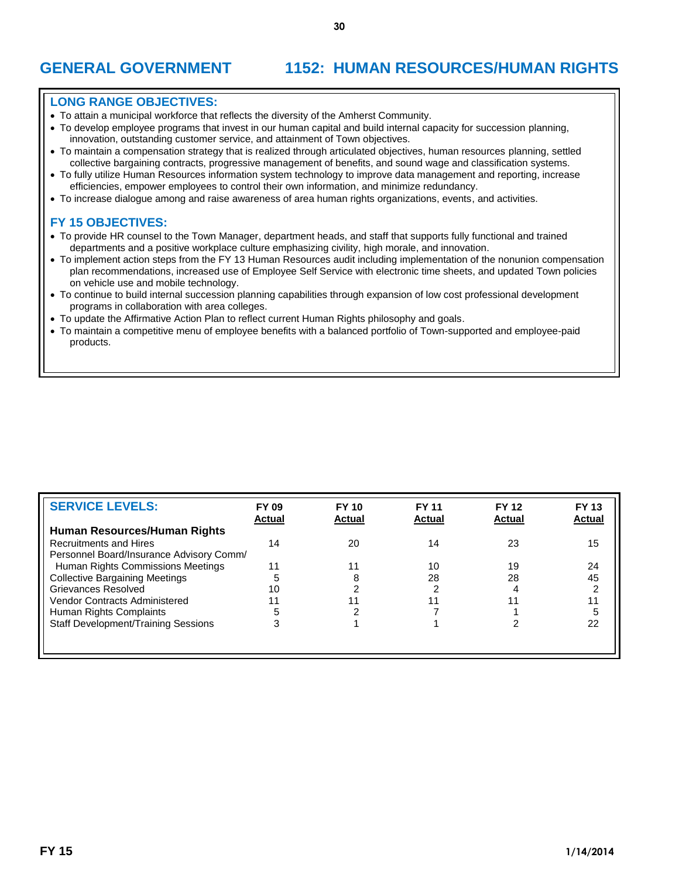# GENERAL GOVERNMENT 1152: HUMAN RESOURCES/HUMAN RIGHTS

## LONG RANGE OBJECTIVES:

- To attain a municipal workforce that reflects the diversity of the Amherst Community.
- To develop employee programs that invest in our human capital and build internal capacity for succession planning, innovation, outstanding customer service, and attainment of Town objectives.
- To maintain a compensation strategy that is realized through articulated objectives, human resources planning, settled collective bargaining contracts, progressive management of benefits, and sound wage and classification systems.
- To fully utilize Human Resources information system technology to improve data management and reporting, increase efficiencies, empower employees to control their own information, and minimize redundancy.
- To increase dialogue among and raise awareness of area human rights organizations, events, and activities.

## FY 15 OBJECTIVES:

- To provide HR counsel to the Town Manager, department heads, and staff that supports fully functional and trained departments and a positive workplace culture emphasizing civility, high morale, and innovation.
- To implement action steps from the FY 13 Human Resources audit including implementation of the nonunion compensation plan recommendations, increased use of Employee Self Service with electronic time sheets, and updated Town policies on vehicle use and mobile technology.
- To continue to build internal succession planning capabilities through expansion of low cost professional development programs in collaboration with area colleges.
- To update the Affirmative Action Plan to reflect current Human Rights philosophy and goals.
- To maintain a competitive menu of employee benefits with a balanced portfolio of Town-supported and employee-paid products.

## SERVICE LEVELS:

| | FY 09 Actual | FY 10 Actual | FY 11 Actual | FY 12 Actual | FY 13 Actual |
|---|---|---|---|---|---|
| **Human Resources/Human Rights** | | | | | |
| Recruitments and Hires | 14 | 20 | 14 | 23 | 15 |
| Personnel Board/Insurance Advisory Comm/ Human Rights Commissions Meetings | 11 | 11 | 10 | 19 | 24 |
| Collective Bargaining Meetings | 5 | 8 | 28 | 28 | 45 |
| Grievances Resolved | 10 | 2 | 2 | 4 | 2 |
| Vendor Contracts Administered | 11 | 11 | 11 | 11 | 11 |
| Human Rights Complaints | 5 | 2 | 7 | 1 | 5 |
| Staff Development/Training Sessions | 3 | 1 | 1 | 2 | 22 |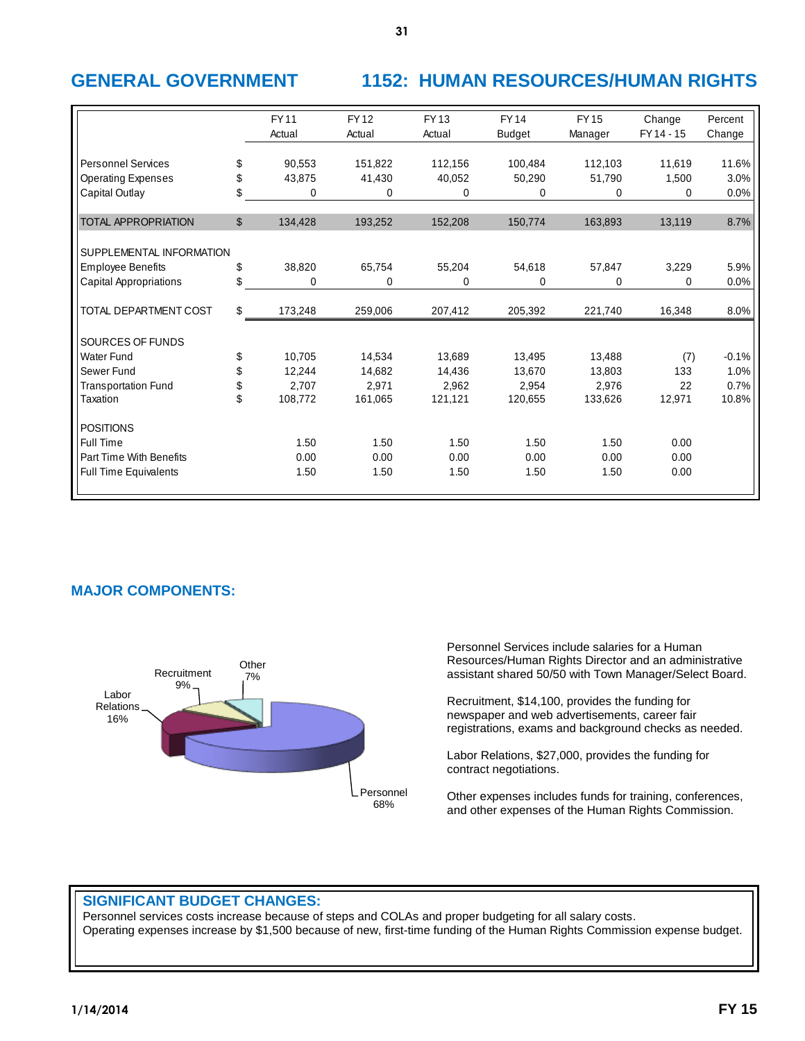## GENERAL GOVERNMENT — 1152: HUMAN RESOURCES/HUMAN RIGHTS

| | | FY 11 Actual | FY 12 Actual | FY 13 Actual | FY 14 Budget | FY 15 Manager | Change FY 14 - 15 | Percent Change |
|---|---|---|---|---|---|---|---|---|
| Personnel Services | $ | 90,553 | 151,822 | 112,156 | 100,484 | 112,103 | 11,619 | 11.6% |
| Operating Expenses | $ | 43,875 | 41,430 | 40,052 | 50,290 | 51,790 | 1,500 | 3.0% |
| Capital Outlay | $ | 0 | 0 | 0 | 0 | 0 | 0 | 0.0% |
| TOTAL APPROPRIATION | $ | 134,428 | 193,252 | 152,208 | 150,774 | 163,893 | 13,119 | 8.7% |
| SUPPLEMENTAL INFORMATION | | | | | | | | |
| Employee Benefits | $ | 38,820 | 65,754 | 55,204 | 54,618 | 57,847 | 3,229 | 5.9% |
| Capital Appropriations | $ | 0 | 0 | 0 | 0 | 0 | 0 | 0.0% |
| TOTAL DEPARTMENT COST | $ | 173,248 | 259,006 | 207,412 | 205,392 | 221,740 | 16,348 | 8.0% |
| SOURCES OF FUNDS | | | | | | | | |
| Water Fund | $ | 10,705 | 14,534 | 13,689 | 13,495 | 13,488 | (7) | -0.1% |
| Sewer Fund | $ | 12,244 | 14,682 | 14,436 | 13,670 | 13,803 | 133 | 1.0% |
| Transportation Fund | $ | 2,707 | 2,971 | 2,962 | 2,954 | 2,976 | 22 | 0.7% |
| Taxation | $ | 108,772 | 161,065 | 121,121 | 120,655 | 133,626 | 12,971 | 10.8% |
| POSITIONS | | | | | | | | |
| Full Time | | 1.50 | 1.50 | 1.50 | 1.50 | 1.50 | 0.00 | |
| Part Time With Benefits | | 0.00 | 0.00 | 0.00 | 0.00 | 0.00 | 0.00 | |
| Full Time Equivalents | | 1.50 | 1.50 | 1.50 | 1.50 | 1.50 | 0.00 | |

## MAJOR COMPONENTS:

Personnel 68%, Labor Relations 16%, Recruitment 9%, Other 7%

Personnel Services include salaries for a Human Resources/Human Rights Director and an administrative assistant shared 50/50 with Town Manager/Select Board.

Recruitment, $14,100, provides the funding for newspaper and web advertisements, career fair registrations, exams and background checks as needed.

Labor Relations, $27,000, provides the funding for contract negotiations.

Other expenses includes funds for training, conferences, and other expenses of the Human Rights Commission.

## SIGNIFICANT BUDGET CHANGES:

Personnel services costs increase because of steps and COLAs and proper budgeting for all salary costs.
Operating expenses increase by $1,500 because of new, first-time funding of the Human Rights Commission expense budget.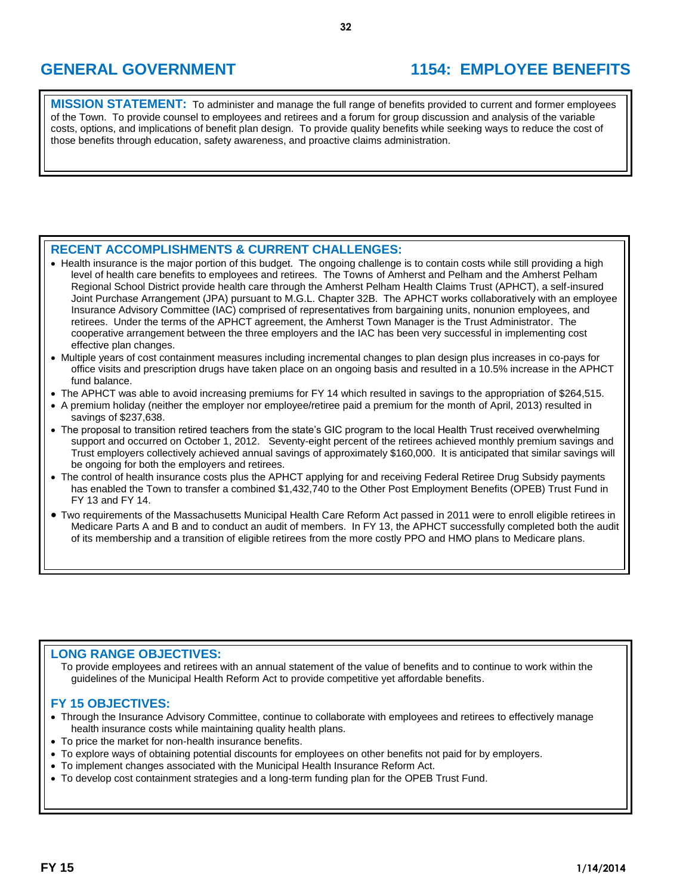# GENERAL GOVERNMENT 1154: EMPLOYEE BENEFITS

**MISSION STATEMENT:** To administer and manage the full range of benefits provided to current and former employees of the Town. To provide counsel to employees and retirees and a forum for group discussion and analysis of the variable costs, options, and implications of benefit plan design. To provide quality benefits while seeking ways to reduce the cost of those benefits through education, safety awareness, and proactive claims administration.

## RECENT ACCOMPLISHMENTS & CURRENT CHALLENGES:

- Health insurance is the major portion of this budget. The ongoing challenge is to contain costs while still providing a high level of health care benefits to employees and retirees. The Towns of Amherst and Pelham and the Amherst Pelham Regional School District provide health care through the Amherst Pelham Health Claims Trust (APHCT), a self-insured Joint Purchase Arrangement (JPA) pursuant to M.G.L. Chapter 32B. The APHCT works collaboratively with an employee Insurance Advisory Committee (IAC) comprised of representatives from bargaining units, nonunion employees, and retirees. Under the terms of the APHCT agreement, the Amherst Town Manager is the Trust Administrator. The cooperative arrangement between the three employers and the IAC has been very successful in implementing cost effective plan changes.
- Multiple years of cost containment measures including incremental changes to plan design plus increases in co-pays for office visits and prescription drugs have taken place on an ongoing basis and resulted in a 10.5% increase in the APHCT fund balance.
- The APHCT was able to avoid increasing premiums for FY 14 which resulted in savings to the appropriation of $264,515.
- A premium holiday (neither the employer nor employee/retiree paid a premium for the month of April, 2013) resulted in savings of $237,638.
- The proposal to transition retired teachers from the state's GIC program to the local Health Trust received overwhelming support and occurred on October 1, 2012. Seventy-eight percent of the retirees achieved monthly premium savings and Trust employers collectively achieved annual savings of approximately $160,000. It is anticipated that similar savings will be ongoing for both the employers and retirees.
- The control of health insurance costs plus the APHCT applying for and receiving Federal Retiree Drug Subsidy payments has enabled the Town to transfer a combined $1,432,740 to the Other Post Employment Benefits (OPEB) Trust Fund in FY 13 and FY 14.
- Two requirements of the Massachusetts Municipal Health Care Reform Act passed in 2011 were to enroll eligible retirees in Medicare Parts A and B and to conduct an audit of members. In FY 13, the APHCT successfully completed both the audit of its membership and a transition of eligible retirees from the more costly PPO and HMO plans to Medicare plans.

## LONG RANGE OBJECTIVES:

To provide employees and retirees with an annual statement of the value of benefits and to continue to work within the guidelines of the Municipal Health Reform Act to provide competitive yet affordable benefits.

## FY 15 OBJECTIVES:

- Through the Insurance Advisory Committee, continue to collaborate with employees and retirees to effectively manage health insurance costs while maintaining quality health plans.
- To price the market for non-health insurance benefits.
- To explore ways of obtaining potential discounts for employees on other benefits not paid for by employers.
- To implement changes associated with the Municipal Health Insurance Reform Act.
- To develop cost containment strategies and a long-term funding plan for the OPEB Trust Fund.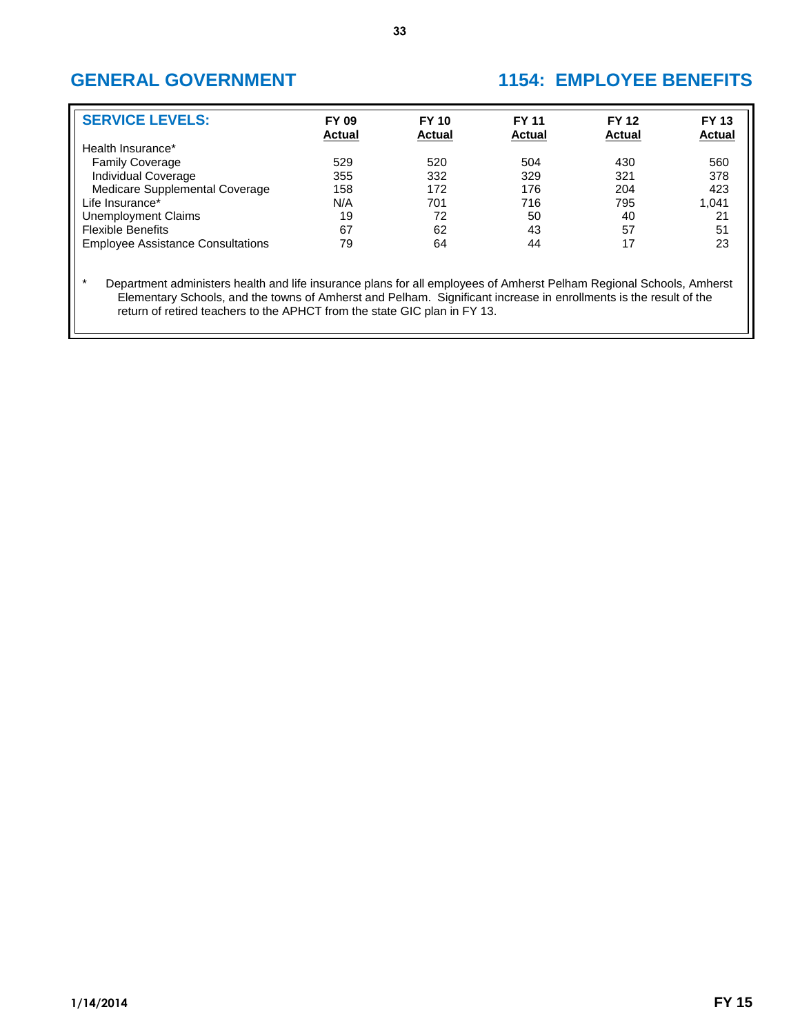## GENERAL GOVERNMENT

## 1154: EMPLOYEE BENEFITS

| SERVICE LEVELS: | FY 09 Actual | FY 10 Actual | FY 11 Actual | FY 12 Actual | FY 13 Actual |
|---|---|---|---|---|---|
| Health Insurance* | | | | | |
| Family Coverage | 529 | 520 | 504 | 430 | 560 |
| Individual Coverage | 355 | 332 | 329 | 321 | 378 |
| Medicare Supplemental Coverage | 158 | 172 | 176 | 204 | 423 |
| Life Insurance* | N/A | 701 | 716 | 795 | 1,041 |
| Unemployment Claims | 19 | 72 | 50 | 40 | 21 |
| Flexible Benefits | 67 | 62 | 43 | 57 | 51 |
| Employee Assistance Consultations | 79 | 64 | 44 | 17 | 23 |

\* Department administers health and life insurance plans for all employees of Amherst Pelham Regional Schools, Amherst Elementary Schools, and the towns of Amherst and Pelham. Significant increase in enrollments is the result of the return of retired teachers to the APHCT from the state GIC plan in FY 13.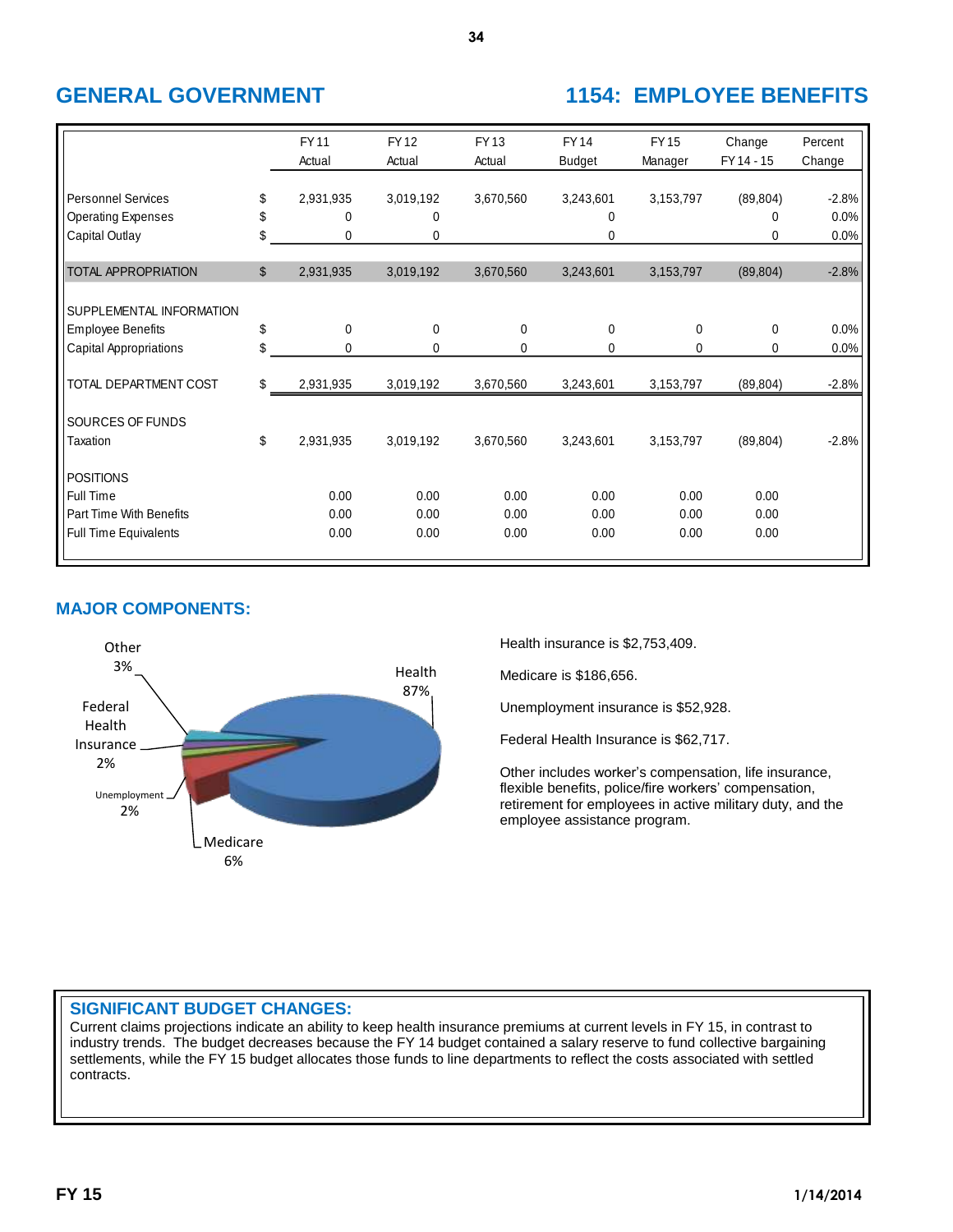# GENERAL GOVERNMENT

# 1154: EMPLOYEE BENEFITS

| | | FY 11 Actual | FY 12 Actual | FY 13 Actual | FY 14 Budget | FY 15 Manager | Change FY 14 - 15 | Percent Change |
|---|---|---|---|---|---|---|---|---|
| Personnel Services | $ | 2,931,935 | 3,019,192 | 3,670,560 | 3,243,601 | 3,153,797 | (89,804) | -2.8% |
| Operating Expenses | $ | 0 | 0 | | 0 | | 0 | 0.0% |
| Capital Outlay | $ | 0 | 0 | | 0 | | 0 | 0.0% |
| TOTAL APPROPRIATION | $ | 2,931,935 | 3,019,192 | 3,670,560 | 3,243,601 | 3,153,797 | (89,804) | -2.8% |
| SUPPLEMENTAL INFORMATION | | | | | | | | |
| Employee Benefits | $ | 0 | 0 | 0 | 0 | 0 | 0 | 0.0% |
| Capital Appropriations | $ | 0 | 0 | 0 | 0 | 0 | 0 | 0.0% |
| TOTAL DEPARTMENT COST | $ | 2,931,935 | 3,019,192 | 3,670,560 | 3,243,601 | 3,153,797 | (89,804) | -2.8% |
| SOURCES OF FUNDS | | | | | | | | |
| Taxation | $ | 2,931,935 | 3,019,192 | 3,670,560 | 3,243,601 | 3,153,797 | (89,804) | -2.8% |
| POSITIONS | | | | | | | | |
| Full Time | | 0.00 | 0.00 | 0.00 | 0.00 | 0.00 | 0.00 | |
| Part Time With Benefits | | 0.00 | 0.00 | 0.00 | 0.00 | 0.00 | 0.00 | |
| Full Time Equivalents | | 0.00 | 0.00 | 0.00 | 0.00 | 0.00 | 0.00 | |

## MAJOR COMPONENTS:

Other 3%; Federal Health Insurance 2%; Unemployment 2%; Medicare 6%; Health 87%

Health insurance is $2,753,409.

Medicare is $186,656.

Unemployment insurance is $52,928.

Federal Health Insurance is $62,717.

Other includes worker's compensation, life insurance, flexible benefits, police/fire workers' compensation, retirement for employees in active military duty, and the employee assistance program.

## SIGNIFICANT BUDGET CHANGES:

Current claims projections indicate an ability to keep health insurance premiums at current levels in FY 15, in contrast to industry trends. The budget decreases because the FY 14 budget contained a salary reserve to fund collective bargaining settlements, while the FY 15 budget allocates those funds to line departments to reflect the costs associated with settled contracts.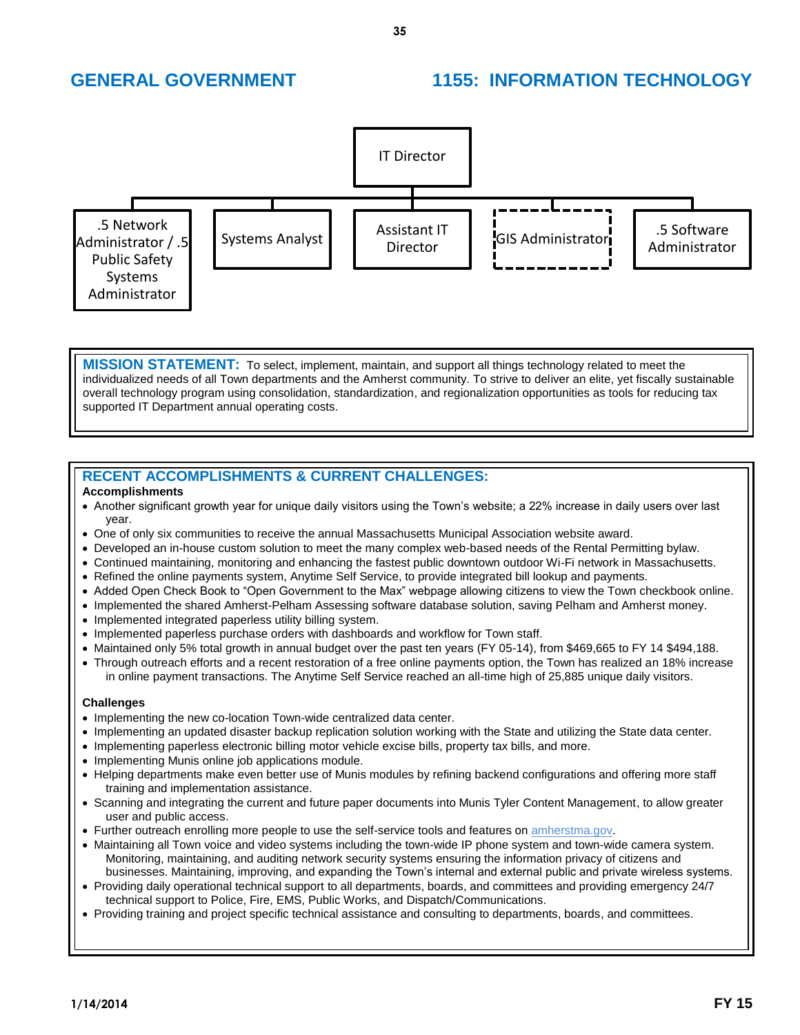# GENERAL GOVERNMENT

# 1155: INFORMATION TECHNOLOGY

IT Director

- .5 Network Administrator / .5 Public Safety Systems Administrator
- Systems Analyst
- Assistant IT Director
- GIS Administrator
- .5 Software Administrator

**MISSION STATEMENT:** To select, implement, maintain, and support all things technology related to meet the individualized needs of all Town departments and the Amherst community. To strive to deliver an elite, yet fiscally sustainable overall technology program using consolidation, standardization, and regionalization opportunities as tools for reducing tax supported IT Department annual operating costs.

## RECENT ACCOMPLISHMENTS & CURRENT CHALLENGES:

**Accomplishments**

- Another significant growth year for unique daily visitors using the Town's website; a 22% increase in daily users over last year.
- One of only six communities to receive the annual Massachusetts Municipal Association website award.
- Developed an in-house custom solution to meet the many complex web-based needs of the Rental Permitting bylaw.
- Continued maintaining, monitoring and enhancing the fastest public downtown outdoor Wi-Fi network in Massachusetts.
- Refined the online payments system, Anytime Self Service, to provide integrated bill lookup and payments.
- Added Open Check Book to "Open Government to the Max" webpage allowing citizens to view the Town checkbook online.
- Implemented the shared Amherst-Pelham Assessing software database solution, saving Pelham and Amherst money.
- Implemented integrated paperless utility billing system.
- Implemented paperless purchase orders with dashboards and workflow for Town staff.
- Maintained only 5% total growth in annual budget over the past ten years (FY 05-14), from $469,665 to FY 14 $494,188.
- Through outreach efforts and a recent restoration of a free online payments option, the Town has realized an 18% increase in online payment transactions. The Anytime Self Service reached an all-time high of 25,885 unique daily visitors.

**Challenges**

- Implementing the new co-location Town-wide centralized data center.
- Implementing an updated disaster backup replication solution working with the State and utilizing the State data center.
- Implementing paperless electronic billing motor vehicle excise bills, property tax bills, and more.
- Implementing Munis online job applications module.
- Helping departments make even better use of Munis modules by refining backend configurations and offering more staff training and implementation assistance.
- Scanning and integrating the current and future paper documents into Munis Tyler Content Management, to allow greater user and public access.
- Further outreach enrolling more people to use the self-service tools and features on amherstma.gov.
- Maintaining all Town voice and video systems including the town-wide IP phone system and town-wide camera system. Monitoring, maintaining, and auditing network security systems ensuring the information privacy of citizens and businesses. Maintaining, improving, and expanding the Town's internal and external public and private wireless systems.
- Providing daily operational technical support to all departments, boards, and committees and providing emergency 24/7 technical support to Police, Fire, EMS, Public Works, and Dispatch/Communications.
- Providing training and project specific technical assistance and consulting to departments, boards, and committees.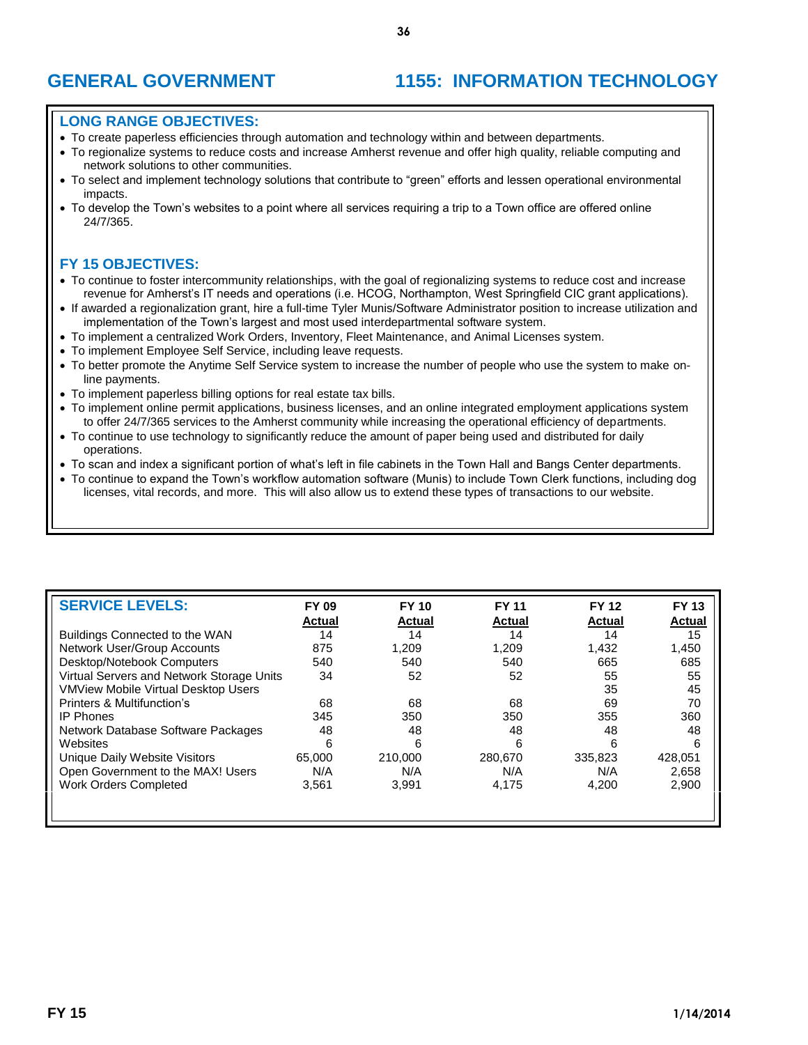# GENERAL GOVERNMENT — 1155: INFORMATION TECHNOLOGY

## LONG RANGE OBJECTIVES:

- To create paperless efficiencies through automation and technology within and between departments.
- To regionalize systems to reduce costs and increase Amherst revenue and offer high quality, reliable computing and network solutions to other communities.
- To select and implement technology solutions that contribute to "green" efforts and lessen operational environmental impacts.
- To develop the Town's websites to a point where all services requiring a trip to a Town office are offered online 24/7/365.

## FY 15 OBJECTIVES:

- To continue to foster intercommunity relationships, with the goal of regionalizing systems to reduce cost and increase revenue for Amherst's IT needs and operations (i.e. HCOG, Northampton, West Springfield CIC grant applications).
- If awarded a regionalization grant, hire a full-time Tyler Munis/Software Administrator position to increase utilization and implementation of the Town's largest and most used interdepartmental software system.
- To implement a centralized Work Orders, Inventory, Fleet Maintenance, and Animal Licenses system.
- To implement Employee Self Service, including leave requests.
- To better promote the Anytime Self Service system to increase the number of people who use the system to make on-line payments.
- To implement paperless billing options for real estate tax bills.
- To implement online permit applications, business licenses, and an online integrated employment applications system to offer 24/7/365 services to the Amherst community while increasing the operational efficiency of departments.
- To continue to use technology to significantly reduce the amount of paper being used and distributed for daily operations.
- To scan and index a significant portion of what's left in file cabinets in the Town Hall and Bangs Center departments.
- To continue to expand the Town's workflow automation software (Munis) to include Town Clerk functions, including dog licenses, vital records, and more. This will also allow us to extend these types of transactions to our website.

| SERVICE LEVELS: | FY 09 Actual | FY 10 Actual | FY 11 Actual | FY 12 Actual | FY 13 Actual |
|---|---|---|---|---|---|
| Buildings Connected to the WAN | 14 | 14 | 14 | 14 | 15 |
| Network User/Group Accounts | 875 | 1,209 | 1,209 | 1,432 | 1,450 |
| Desktop/Notebook Computers | 540 | 540 | 540 | 665 | 685 |
| Virtual Servers and Network Storage Units | 34 | 52 | 52 | 55 | 55 |
| VMView Mobile Virtual Desktop Users | | | | 35 | 45 |
| Printers & Multifunction's | 68 | 68 | 68 | 69 | 70 |
| IP Phones | 345 | 350 | 350 | 355 | 360 |
| Network Database Software Packages | 48 | 48 | 48 | 48 | 48 |
| Websites | 6 | 6 | 6 | 6 | 6 |
| Unique Daily Website Visitors | 65,000 | 210,000 | 280,670 | 335,823 | 428,051 |
| Open Government to the MAX! Users | N/A | N/A | N/A | N/A | 2,658 |
| Work Orders Completed | 3,561 | 3,991 | 4,175 | 4,200 | 2,900 |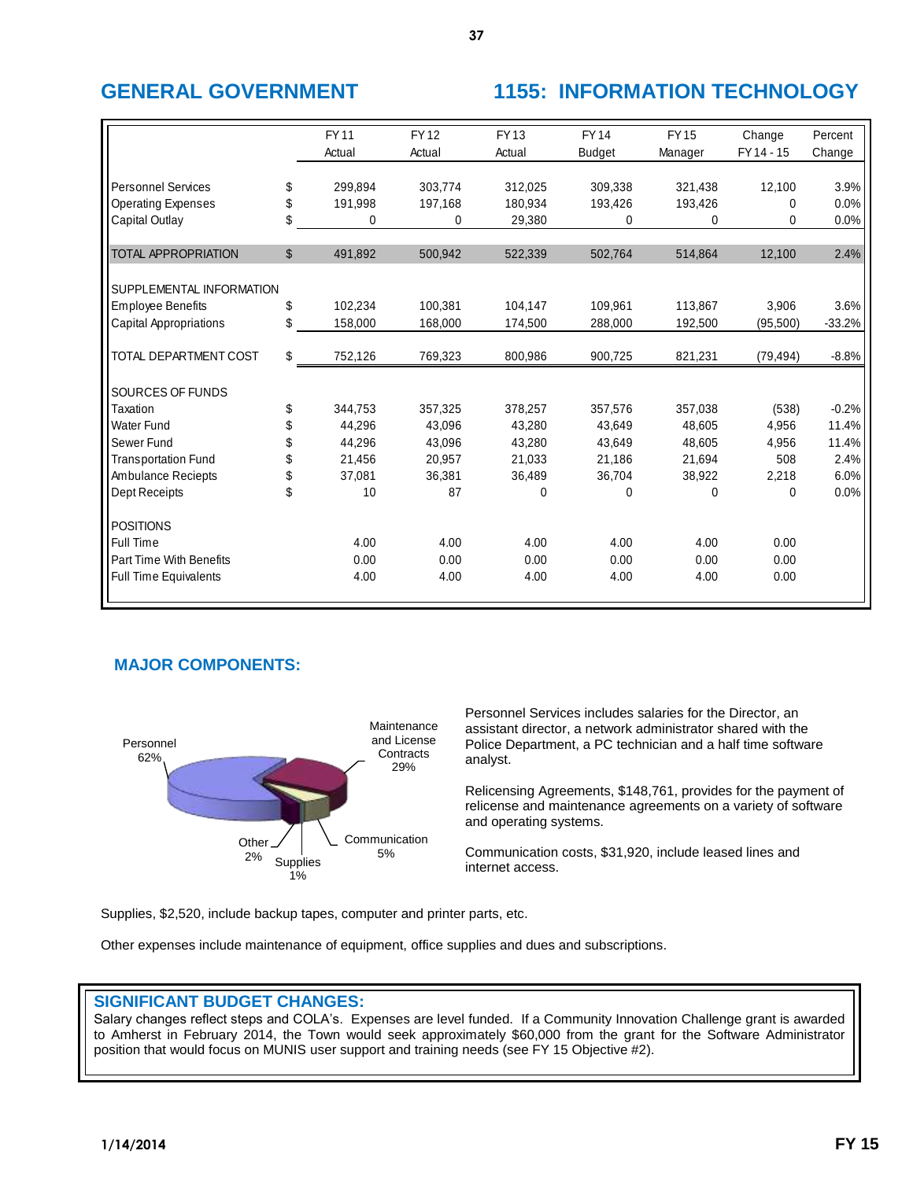## GENERAL GOVERNMENT

## 1155: INFORMATION TECHNOLOGY

| | | FY 11 Actual | FY 12 Actual | FY 13 Actual | FY 14 Budget | FY 15 Manager | Change FY 14 - 15 | Percent Change |
|---|---|---|---|---|---|---|---|---|
| Personnel Services | $ | 299,894 | 303,774 | 312,025 | 309,338 | 321,438 | 12,100 | 3.9% |
| Operating Expenses | $ | 191,998 | 197,168 | 180,934 | 193,426 | 193,426 | 0 | 0.0% |
| Capital Outlay | $ | 0 | 0 | 29,380 | 0 | 0 | 0 | 0.0% |
| TOTAL APPROPRIATION | $ | 491,892 | 500,942 | 522,339 | 502,764 | 514,864 | 12,100 | 2.4% |
| SUPPLEMENTAL INFORMATION | | | | | | | | |
| Employee Benefits | $ | 102,234 | 100,381 | 104,147 | 109,961 | 113,867 | 3,906 | 3.6% |
| Capital Appropriations | $ | 158,000 | 168,000 | 174,500 | 288,000 | 192,500 | (95,500) | -33.2% |
| TOTAL DEPARTMENT COST | $ | 752,126 | 769,323 | 800,986 | 900,725 | 821,231 | (79,494) | -8.8% |
| SOURCES OF FUNDS | | | | | | | | |
| Taxation | $ | 344,753 | 357,325 | 378,257 | 357,576 | 357,038 | (538) | -0.2% |
| Water Fund | $ | 44,296 | 43,096 | 43,280 | 43,649 | 48,605 | 4,956 | 11.4% |
| Sewer Fund | $ | 44,296 | 43,096 | 43,280 | 43,649 | 48,605 | 4,956 | 11.4% |
| Transportation Fund | $ | 21,456 | 20,957 | 21,033 | 21,186 | 21,694 | 508 | 2.4% |
| Ambulance Reciepts | $ | 37,081 | 36,381 | 36,489 | 36,704 | 38,922 | 2,218 | 6.0% |
| Dept Receipts | $ | 10 | 87 | 0 | 0 | 0 | 0 | 0.0% |
| POSITIONS | | | | | | | | |
| Full Time | | 4.00 | 4.00 | 4.00 | 4.00 | 4.00 | 0.00 | |
| Part Time With Benefits | | 0.00 | 0.00 | 0.00 | 0.00 | 0.00 | 0.00 | |
| Full Time Equivalents | | 4.00 | 4.00 | 4.00 | 4.00 | 4.00 | 0.00 | |

### MAJOR COMPONENTS:

Personnel 62%; Maintenance and License Contracts 29%; Communication 5%; Supplies 1%; Other 2%

Personnel Services includes salaries for the Director, an assistant director, a network administrator shared with the Police Department, a PC technician and a half time software analyst.

Relicensing Agreements, $148,761, provides for the payment of relicense and maintenance agreements on a variety of software and operating systems.

Communication costs, $31,920, include leased lines and internet access.

Supplies, $2,520, include backup tapes, computer and printer parts, etc.

Other expenses include maintenance of equipment, office supplies and dues and subscriptions.

### SIGNIFICANT BUDGET CHANGES:

Salary changes reflect steps and COLA's. Expenses are level funded. If a Community Innovation Challenge grant is awarded to Amherst in February 2014, the Town would seek approximately $60,000 from the grant for the Software Administrator position that would focus on MUNIS user support and training needs (see FY 15 Objective #2).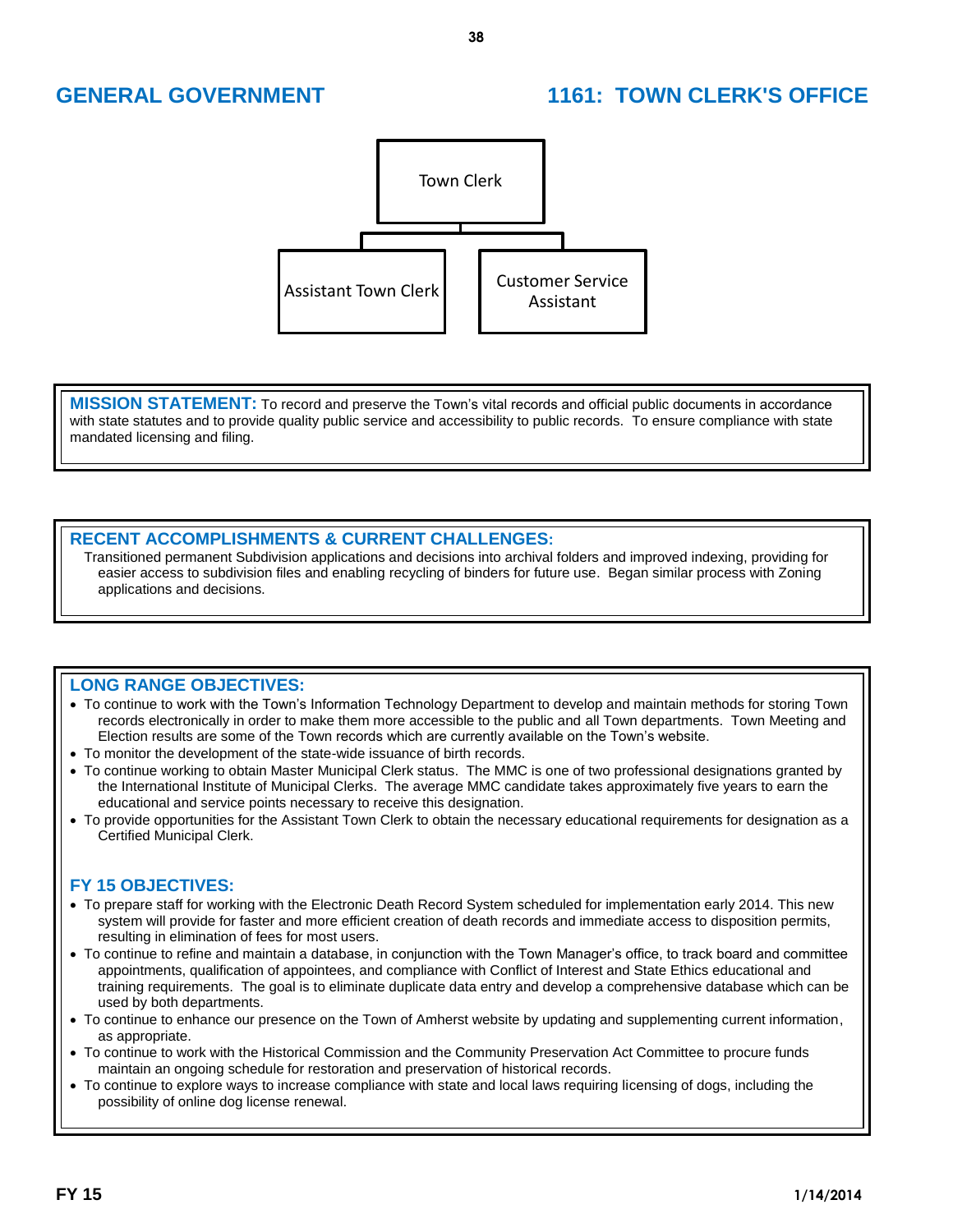# GENERAL GOVERNMENT

## 1161: TOWN CLERK'S OFFICE

Town Clerk
- Assistant Town Clerk
- Customer Service Assistant

**MISSION STATEMENT:** To record and preserve the Town's vital records and official public documents in accordance with state statutes and to provide quality public service and accessibility to public records. To ensure compliance with state mandated licensing and filing.

### RECENT ACCOMPLISHMENTS & CURRENT CHALLENGES:

Transitioned permanent Subdivision applications and decisions into archival folders and improved indexing, providing for easier access to subdivision files and enabling recycling of binders for future use. Began similar process with Zoning applications and decisions.

### LONG RANGE OBJECTIVES:

- To continue to work with the Town's Information Technology Department to develop and maintain methods for storing Town records electronically in order to make them more accessible to the public and all Town departments. Town Meeting and Election results are some of the Town records which are currently available on the Town's website.
- To monitor the development of the state-wide issuance of birth records.
- To continue working to obtain Master Municipal Clerk status. The MMC is one of two professional designations granted by the International Institute of Municipal Clerks. The average MMC candidate takes approximately five years to earn the educational and service points necessary to receive this designation.
- To provide opportunities for the Assistant Town Clerk to obtain the necessary educational requirements for designation as a Certified Municipal Clerk.

### FY 15 OBJECTIVES:

- To prepare staff for working with the Electronic Death Record System scheduled for implementation early 2014. This new system will provide for faster and more efficient creation of death records and immediate access to disposition permits, resulting in elimination of fees for most users.
- To continue to refine and maintain a database, in conjunction with the Town Manager's office, to track board and committee appointments, qualification of appointees, and compliance with Conflict of Interest and State Ethics educational and training requirements. The goal is to eliminate duplicate data entry and develop a comprehensive database which can be used by both departments.
- To continue to enhance our presence on the Town of Amherst website by updating and supplementing current information, as appropriate.
- To continue to work with the Historical Commission and the Community Preservation Act Committee to procure funds maintain an ongoing schedule for restoration and preservation of historical records.
- To continue to explore ways to increase compliance with state and local laws requiring licensing of dogs, including the possibility of online dog license renewal.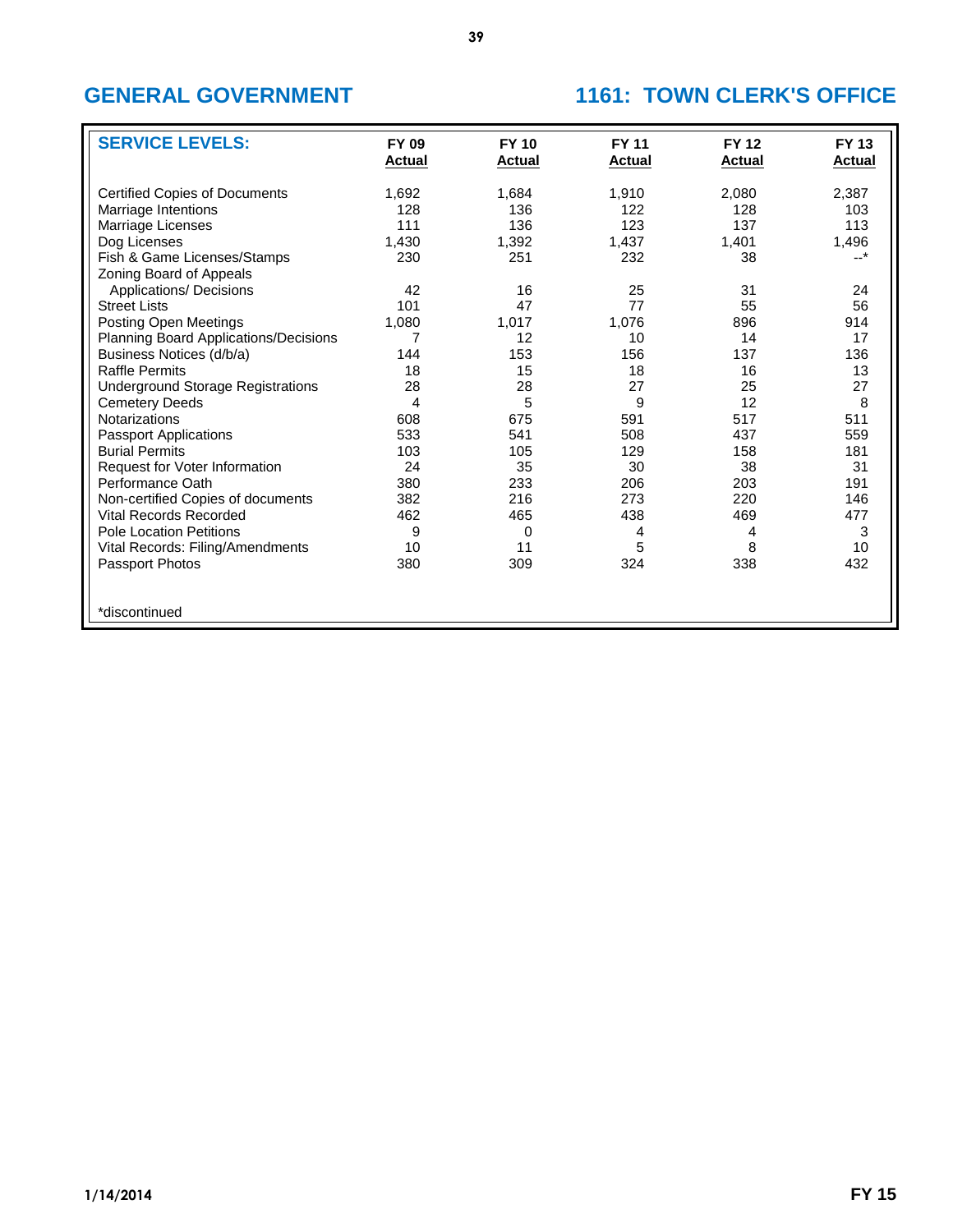## GENERAL GOVERNMENT

## 1161: TOWN CLERK'S OFFICE

| SERVICE LEVELS: | FY 09 Actual | FY 10 Actual | FY 11 Actual | FY 12 Actual | FY 13 Actual |
|---|---|---|---|---|---|
| Certified Copies of Documents | 1,692 | 1,684 | 1,910 | 2,080 | 2,387 |
| Marriage Intentions | 128 | 136 | 122 | 128 | 103 |
| Marriage Licenses | 111 | 136 | 123 | 137 | 113 |
| Dog Licenses | 1,430 | 1,392 | 1,437 | 1,401 | 1,496 |
| Fish & Game Licenses/Stamps | 230 | 251 | 232 | 38 | --* |
| Zoning Board of Appeals Applications/ Decisions | 42 | 16 | 25 | 31 | 24 |
| Street Lists | 101 | 47 | 77 | 55 | 56 |
| Posting Open Meetings | 1,080 | 1,017 | 1,076 | 896 | 914 |
| Planning Board Applications/Decisions | 7 | 12 | 10 | 14 | 17 |
| Business Notices (d/b/a) | 144 | 153 | 156 | 137 | 136 |
| Raffle Permits | 18 | 15 | 18 | 16 | 13 |
| Underground Storage Registrations | 28 | 28 | 27 | 25 | 27 |
| Cemetery Deeds | 4 | 5 | 9 | 12 | 8 |
| Notarizations | 608 | 675 | 591 | 517 | 511 |
| Passport Applications | 533 | 541 | 508 | 437 | 559 |
| Burial Permits | 103 | 105 | 129 | 158 | 181 |
| Request for Voter Information | 24 | 35 | 30 | 38 | 31 |
| Performance Oath | 380 | 233 | 206 | 203 | 191 |
| Non-certified Copies of documents | 382 | 216 | 273 | 220 | 146 |
| Vital Records Recorded | 462 | 465 | 438 | 469 | 477 |
| Pole Location Petitions | 9 | 0 | 4 | 4 | 3 |
| Vital Records: Filing/Amendments | 10 | 11 | 5 | 8 | 10 |
| Passport Photos | 380 | 309 | 324 | 338 | 432 |

*discontinued

1/14/2014

FY 15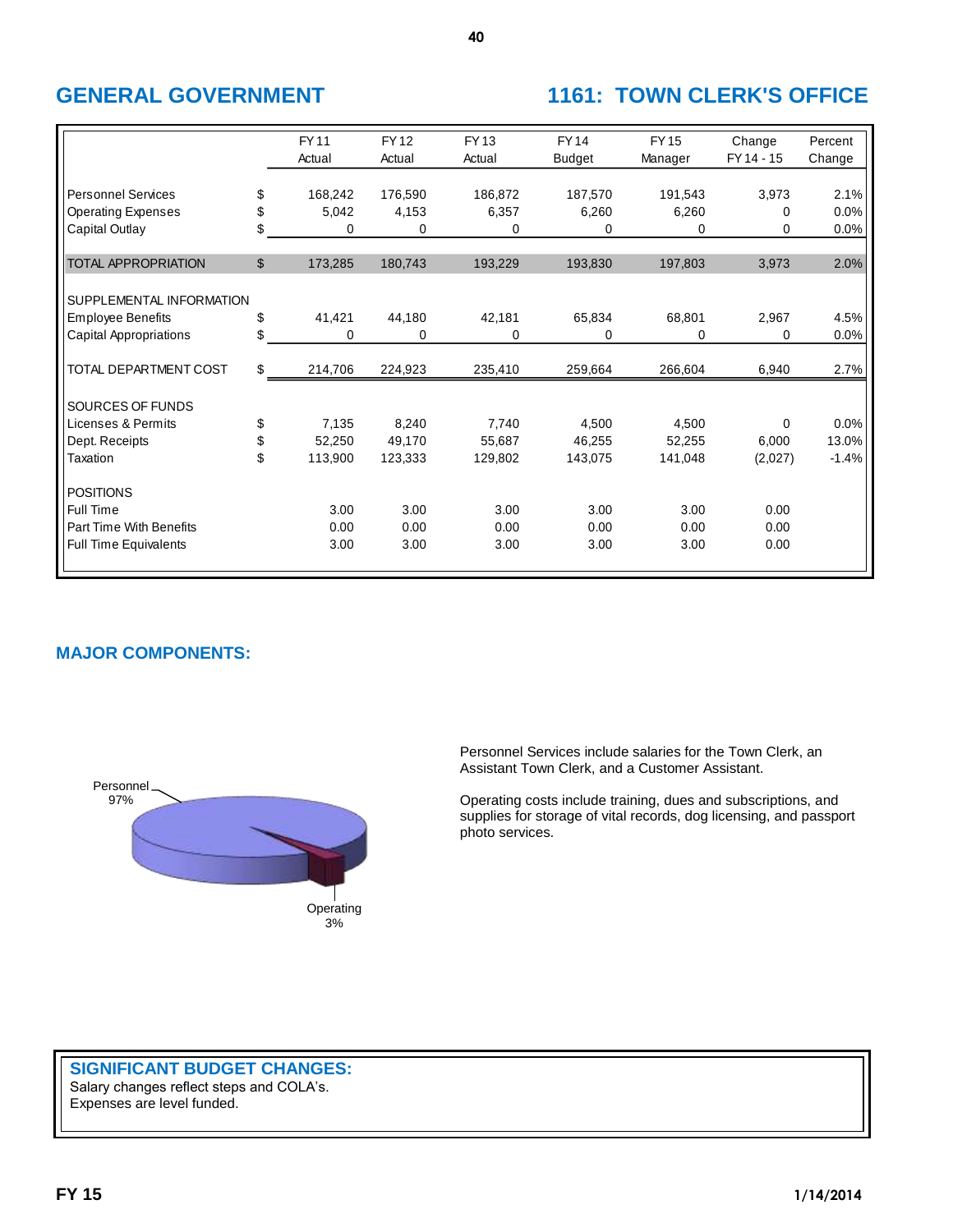## GENERAL GOVERNMENT

## 1161: TOWN CLERK'S OFFICE

| | | FY 11 Actual | FY 12 Actual | FY 13 Actual | FY 14 Budget | FY 15 Manager | Change FY 14 - 15 | Percent Change |
|---|---|---|---|---|---|---|---|---|
| Personnel Services | $ | 168,242 | 176,590 | 186,872 | 187,570 | 191,543 | 3,973 | 2.1% |
| Operating Expenses | $ | 5,042 | 4,153 | 6,357 | 6,260 | 6,260 | 0 | 0.0% |
| Capital Outlay | $ | 0 | 0 | 0 | 0 | 0 | 0 | 0.0% |
| TOTAL APPROPRIATION | $ | 173,285 | 180,743 | 193,229 | 193,830 | 197,803 | 3,973 | 2.0% |
| SUPPLEMENTAL INFORMATION | | | | | | | | |
| Employee Benefits | $ | 41,421 | 44,180 | 42,181 | 65,834 | 68,801 | 2,967 | 4.5% |
| Capital Appropriations | $ | 0 | 0 | 0 | 0 | 0 | 0 | 0.0% |
| TOTAL DEPARTMENT COST | $ | 214,706 | 224,923 | 235,410 | 259,664 | 266,604 | 6,940 | 2.7% |
| SOURCES OF FUNDS | | | | | | | | |
| Licenses & Permits | $ | 7,135 | 8,240 | 7,740 | 4,500 | 4,500 | 0 | 0.0% |
| Dept. Receipts | $ | 52,250 | 49,170 | 55,687 | 46,255 | 52,255 | 6,000 | 13.0% |
| Taxation | $ | 113,900 | 123,333 | 129,802 | 143,075 | 141,048 | (2,027) | -1.4% |
| POSITIONS | | | | | | | | |
| Full Time | | 3.00 | 3.00 | 3.00 | 3.00 | 3.00 | 0.00 | |
| Part Time With Benefits | | 0.00 | 0.00 | 0.00 | 0.00 | 0.00 | 0.00 | |
| Full Time Equivalents | | 3.00 | 3.00 | 3.00 | 3.00 | 3.00 | 0.00 | |

## MAJOR COMPONENTS:

Personnel 97%

Operating 3%

Personnel Services include salaries for the Town Clerk, an Assistant Town Clerk, and a Customer Assistant.

Operating costs include training, dues and subscriptions, and supplies for storage of vital records, dog licensing, and passport photo services.

### SIGNIFICANT BUDGET CHANGES:

Salary changes reflect steps and COLA's.
Expenses are level funded.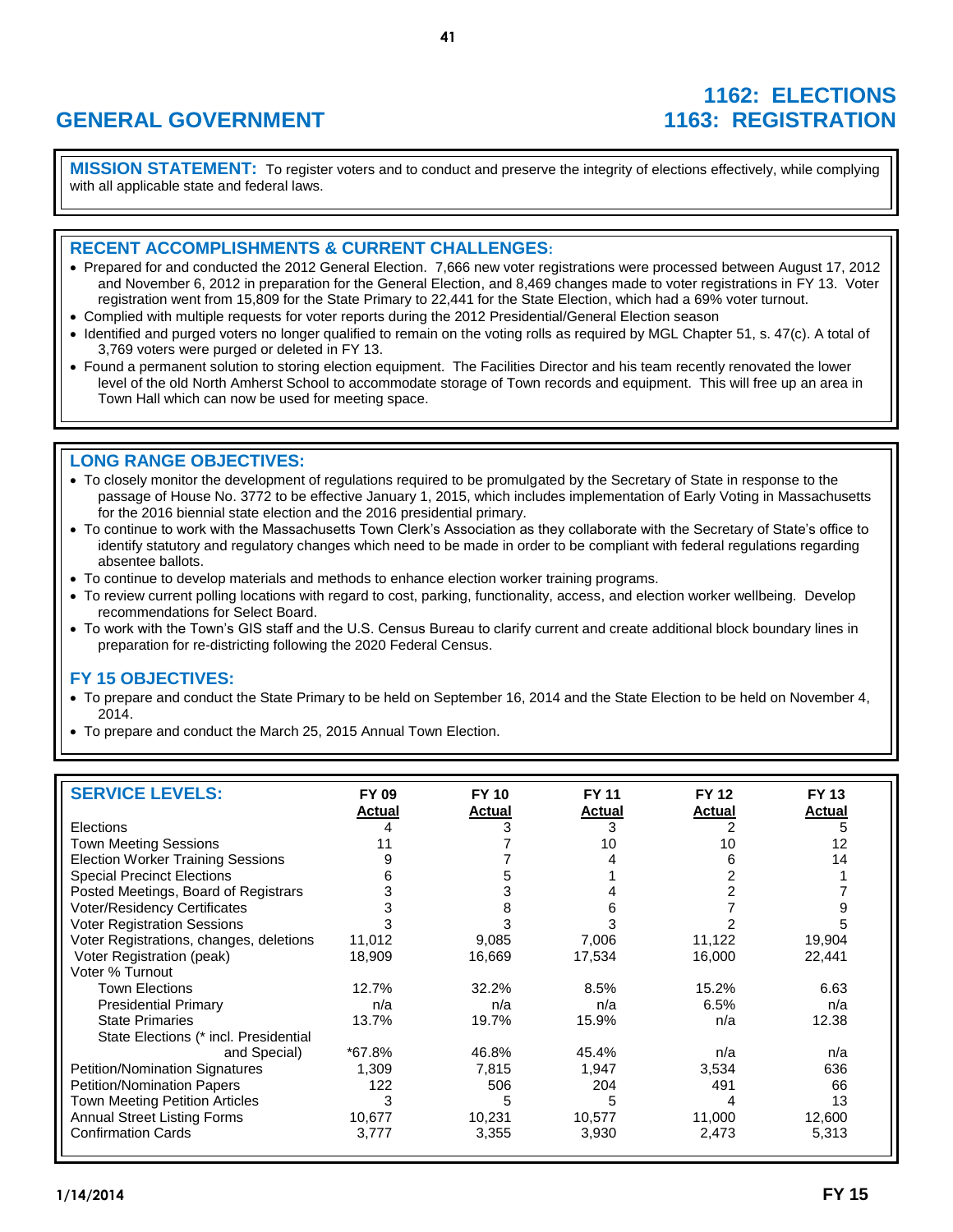# GENERAL GOVERNMENT

# 1162: ELECTIONS
# 1163: REGISTRATION

**MISSION STATEMENT:** To register voters and to conduct and preserve the integrity of elections effectively, while complying with all applicable state and federal laws.

## RECENT ACCOMPLISHMENTS & CURRENT CHALLENGES:

- Prepared for and conducted the 2012 General Election. 7,666 new voter registrations were processed between August 17, 2012 and November 6, 2012 in preparation for the General Election, and 8,469 changes made to voter registrations in FY 13. Voter registration went from 15,809 for the State Primary to 22,441 for the State Election, which had a 69% voter turnout.
- Complied with multiple requests for voter reports during the 2012 Presidential/General Election season
- Identified and purged voters no longer qualified to remain on the voting rolls as required by MGL Chapter 51, s. 47(c). A total of 3,769 voters were purged or deleted in FY 13.
- Found a permanent solution to storing election equipment. The Facilities Director and his team recently renovated the lower level of the old North Amherst School to accommodate storage of Town records and equipment. This will free up an area in Town Hall which can now be used for meeting space.

## LONG RANGE OBJECTIVES:

- To closely monitor the development of regulations required to be promulgated by the Secretary of State in response to the passage of House No. 3772 to be effective January 1, 2015, which includes implementation of Early Voting in Massachusetts for the 2016 biennial state election and the 2016 presidential primary.
- To continue to work with the Massachusetts Town Clerk's Association as they collaborate with the Secretary of State's office to identify statutory and regulatory changes which need to be made in order to be compliant with federal regulations regarding absentee ballots.
- To continue to develop materials and methods to enhance election worker training programs.
- To review current polling locations with regard to cost, parking, functionality, access, and election worker wellbeing. Develop recommendations for Select Board.
- To work with the Town's GIS staff and the U.S. Census Bureau to clarify current and create additional block boundary lines in preparation for re-districting following the 2020 Federal Census.

## FY 15 OBJECTIVES:

- To prepare and conduct the State Primary to be held on September 16, 2014 and the State Election to be held on November 4, 2014.
- To prepare and conduct the March 25, 2015 Annual Town Election.

| SERVICE LEVELS: | FY 09 Actual | FY 10 Actual | FY 11 Actual | FY 12 Actual | FY 13 Actual |
|---|---|---|---|---|---|
| Elections | 4 | 3 | 3 | 2 | 5 |
| Town Meeting Sessions | 11 | 7 | 10 | 10 | 12 |
| Election Worker Training Sessions | 9 | 7 | 4 | 6 | 14 |
| Special Precinct Elections | 6 | 5 | 1 | 2 | 1 |
| Posted Meetings, Board of Registrars | 3 | 3 | 4 | 2 | 7 |
| Voter/Residency Certificates | 3 | 8 | 6 | 7 | 9 |
| Voter Registration Sessions | 3 | 3 | 3 | 2 | 5 |
| Voter Registrations, changes, deletions | 11,012 | 9,085 | 7,006 | 11,122 | 19,904 |
| Voter Registration (peak) | 18,909 | 16,669 | 17,534 | 16,000 | 22,441 |
| Voter % Turnout | | | | | |
| Town Elections | 12.7% | 32.2% | 8.5% | 15.2% | 6.63 |
| Presidential Primary | n/a | n/a | n/a | 6.5% | n/a |
| State Primaries | 13.7% | 19.7% | 15.9% | n/a | 12.38 |
| State Elections (* incl. Presidential and Special) | *67.8% | 46.8% | 45.4% | n/a | n/a |
| Petition/Nomination Signatures | 1,309 | 7,815 | 1,947 | 3,534 | 636 |
| Petition/Nomination Papers | 122 | 506 | 204 | 491 | 66 |
| Town Meeting Petition Articles | 3 | 5 | 5 | 4 | 13 |
| Annual Street Listing Forms | 10,677 | 10,231 | 10,577 | 11,000 | 12,600 |
| Confirmation Cards | 3,777 | 3,355 | 3,930 | 2,473 | 5,313 |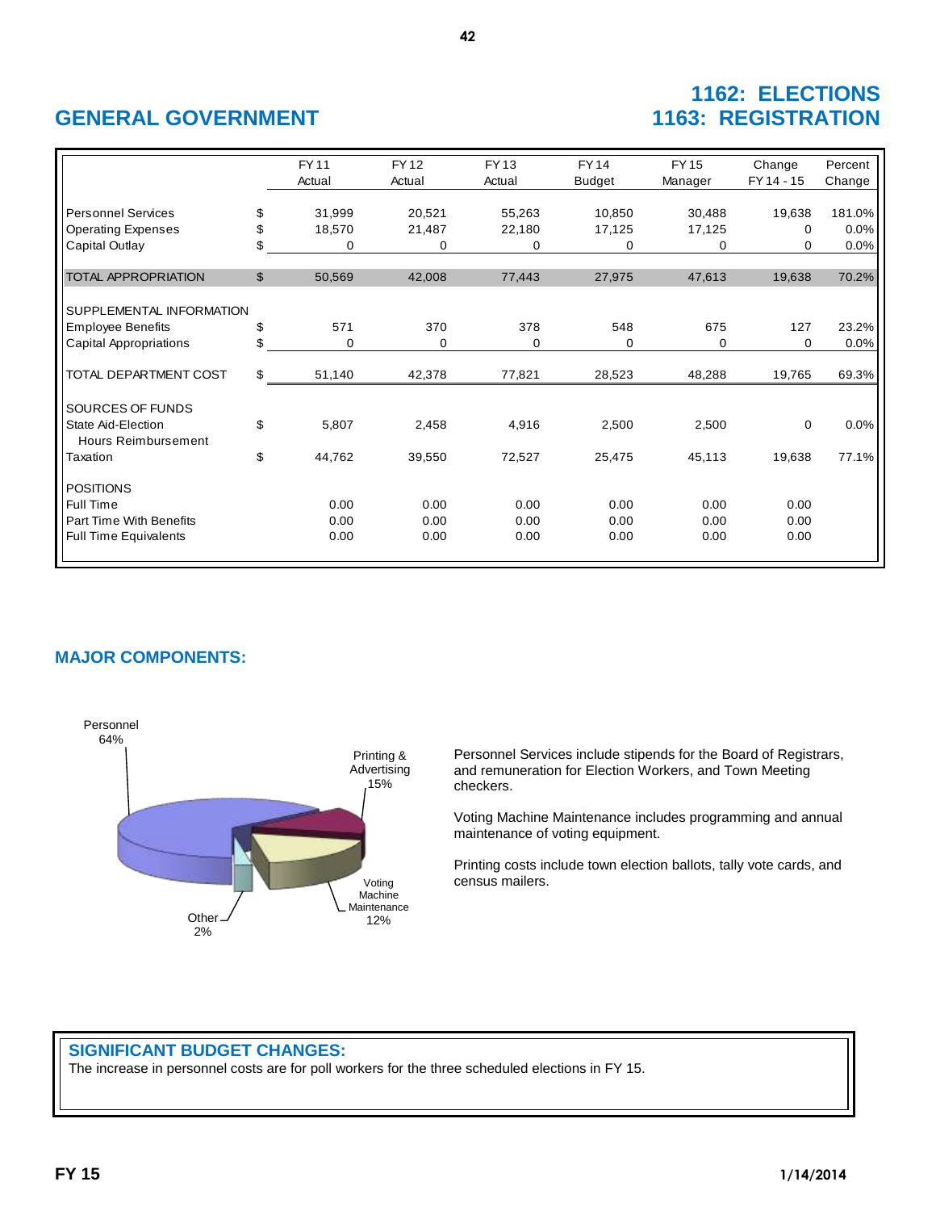# GENERAL GOVERNMENT

# 1162: ELECTIONS
# 1163: REGISTRATION

| | | FY 11 Actual | FY 12 Actual | FY 13 Actual | FY 14 Budget | FY 15 Manager | Change FY 14 - 15 | Percent Change |
|---|---|---|---|---|---|---|---|---|
| Personnel Services | $ | 31,999 | 20,521 | 55,263 | 10,850 | 30,488 | 19,638 | 181.0% |
| Operating Expenses | $ | 18,570 | 21,487 | 22,180 | 17,125 | 17,125 | 0 | 0.0% |
| Capital Outlay | $ | 0 | 0 | 0 | 0 | 0 | 0 | 0.0% |
| TOTAL APPROPRIATION | $ | 50,569 | 42,008 | 77,443 | 27,975 | 47,613 | 19,638 | 70.2% |
| SUPPLEMENTAL INFORMATION | | | | | | | | |
| Employee Benefits | $ | 571 | 370 | 378 | 548 | 675 | 127 | 23.2% |
| Capital Appropriations | $ | 0 | 0 | 0 | 0 | 0 | 0 | 0.0% |
| TOTAL DEPARTMENT COST | $ | 51,140 | 42,378 | 77,821 | 28,523 | 48,288 | 19,765 | 69.3% |
| SOURCES OF FUNDS | | | | | | | | |
| State Aid-Election Hours Reimbursement | $ | 5,807 | 2,458 | 4,916 | 2,500 | 2,500 | 0 | 0.0% |
| Taxation | $ | 44,762 | 39,550 | 72,527 | 25,475 | 45,113 | 19,638 | 77.1% |
| POSITIONS | | | | | | | | |
| Full Time | | 0.00 | 0.00 | 0.00 | 0.00 | 0.00 | 0.00 | |
| Part Time With Benefits | | 0.00 | 0.00 | 0.00 | 0.00 | 0.00 | 0.00 | |
| Full Time Equivalents | | 0.00 | 0.00 | 0.00 | 0.00 | 0.00 | 0.00 | |

## MAJOR COMPONENTS:

Personnel 64%

Printing & Advertising 15%

Voting Machine Maintenance 12%

Other 2%

Personnel Services include stipends for the Board of Registrars, and remuneration for Election Workers, and Town Meeting checkers.

Voting Machine Maintenance includes programming and annual maintenance of voting equipment.

Printing costs include town election ballots, tally vote cards, and census mailers.

## SIGNIFICANT BUDGET CHANGES:

The increase in personnel costs are for poll workers for the three scheduled elections in FY 15.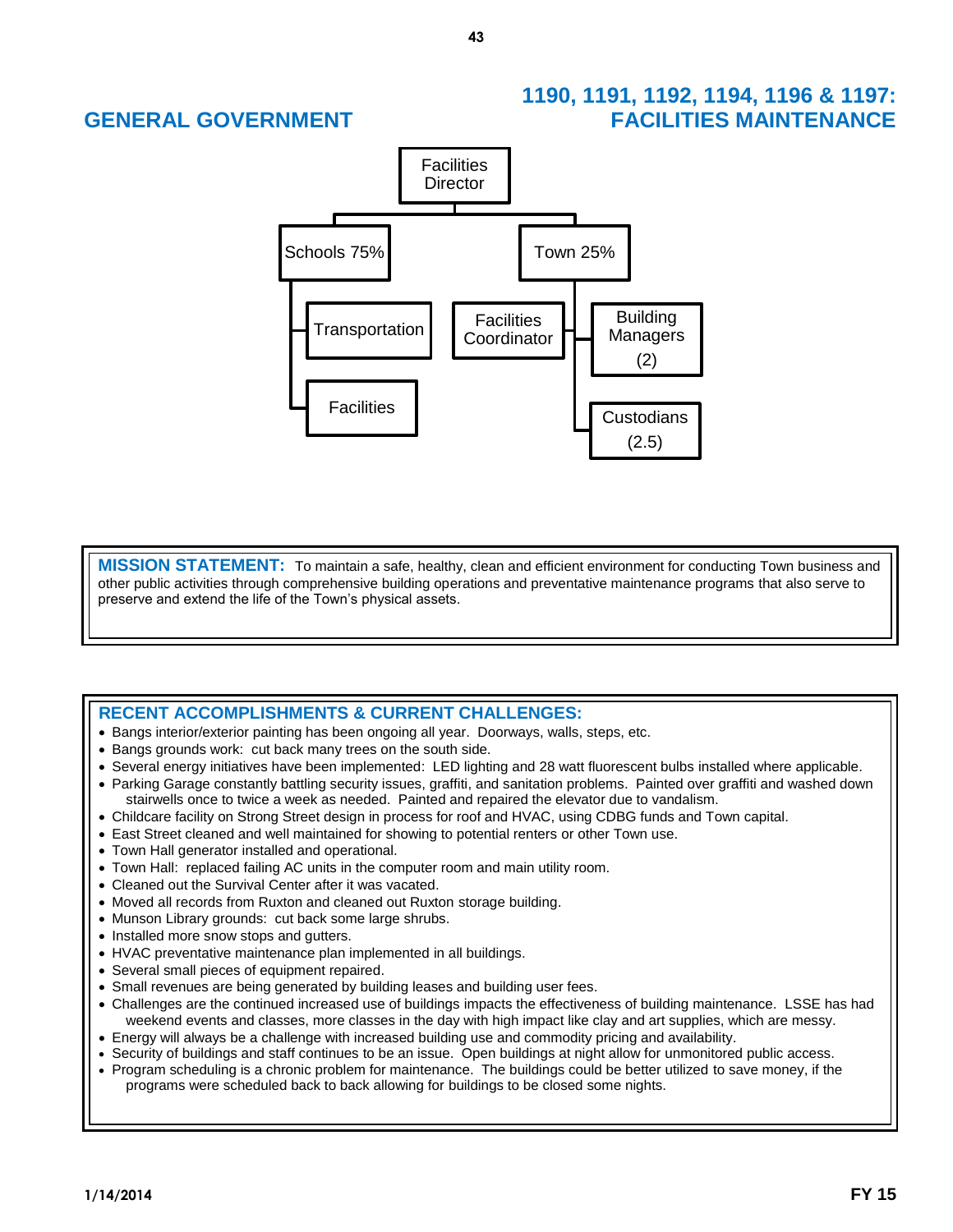# GENERAL GOVERNMENT

# 1190, 1191, 1192, 1194, 1196 & 1197: FACILITIES MAINTENANCE

- Facilities Director
  - Schools 75%
    - Transportation
    - Facilities
  - Town 25%
    - Facilities Coordinator
    - Building Managers (2)
    - Custodians (2.5)

**MISSION STATEMENT:** To maintain a safe, healthy, clean and efficient environment for conducting Town business and other public activities through comprehensive building operations and preventative maintenance programs that also serve to preserve and extend the life of the Town's physical assets.

**RECENT ACCOMPLISHMENTS & CURRENT CHALLENGES:**

- Bangs interior/exterior painting has been ongoing all year. Doorways, walls, steps, etc.
- Bangs grounds work: cut back many trees on the south side.
- Several energy initiatives have been implemented: LED lighting and 28 watt fluorescent bulbs installed where applicable.
- Parking Garage constantly battling security issues, graffiti, and sanitation problems. Painted over graffiti and washed down stairwells once to twice a week as needed. Painted and repaired the elevator due to vandalism.
- Childcare facility on Strong Street design in process for roof and HVAC, using CDBG funds and Town capital.
- East Street cleaned and well maintained for showing to potential renters or other Town use.
- Town Hall generator installed and operational.
- Town Hall: replaced failing AC units in the computer room and main utility room.
- Cleaned out the Survival Center after it was vacated.
- Moved all records from Ruxton and cleaned out Ruxton storage building.
- Munson Library grounds: cut back some large shrubs.
- Installed more snow stops and gutters.
- HVAC preventative maintenance plan implemented in all buildings.
- Several small pieces of equipment repaired.
- Small revenues are being generated by building leases and building user fees.
- Challenges are the continued increased use of buildings impacts the effectiveness of building maintenance. LSSE has had weekend events and classes, more classes in the day with high impact like clay and art supplies, which are messy.
- Energy will always be a challenge with increased building use and commodity pricing and availability.
- Security of buildings and staff continues to be an issue. Open buildings at night allow for unmonitored public access.
- Program scheduling is a chronic problem for maintenance. The buildings could be better utilized to save money, if the programs were scheduled back to back allowing for buildings to be closed some nights.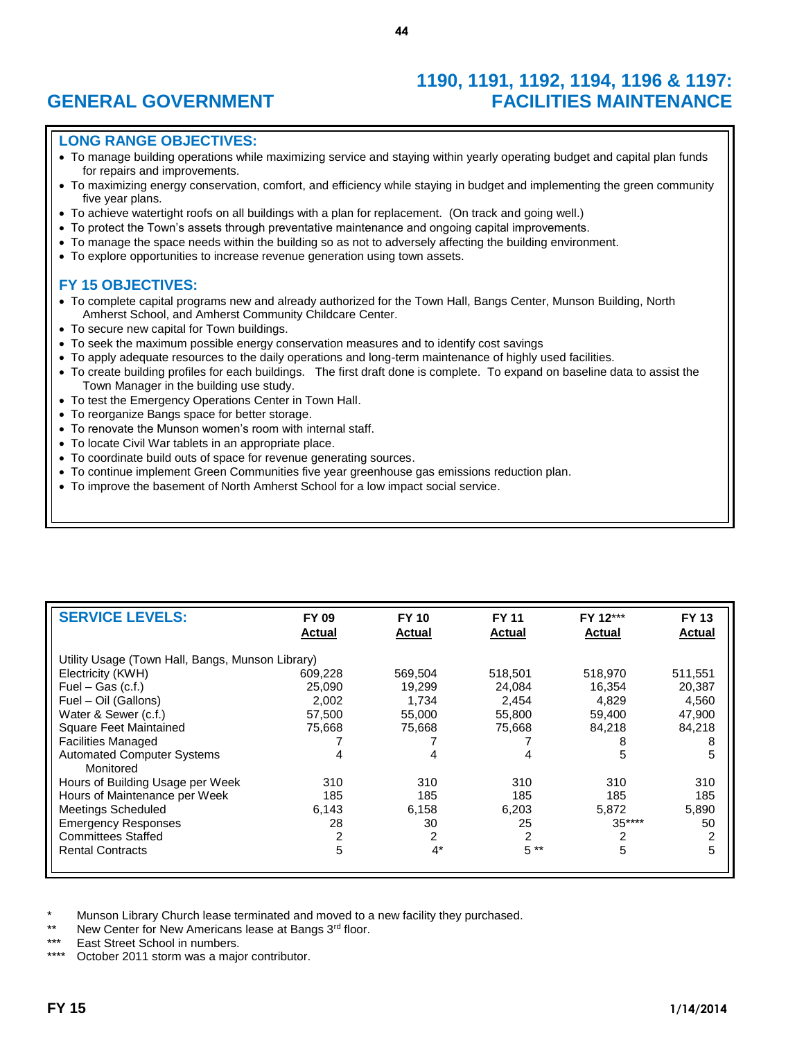# GENERAL GOVERNMENT

# 1190, 1191, 1192, 1194, 1196 & 1197: FACILITIES MAINTENANCE

## LONG RANGE OBJECTIVES:

- To manage building operations while maximizing service and staying within yearly operating budget and capital plan funds for repairs and improvements.
- To maximizing energy conservation, comfort, and efficiency while staying in budget and implementing the green community five year plans.
- To achieve watertight roofs on all buildings with a plan for replacement. (On track and going well.)
- To protect the Town's assets through preventative maintenance and ongoing capital improvements.
- To manage the space needs within the building so as not to adversely affecting the building environment.
- To explore opportunities to increase revenue generation using town assets.

## FY 15 OBJECTIVES:

- To complete capital programs new and already authorized for the Town Hall, Bangs Center, Munson Building, North Amherst School, and Amherst Community Childcare Center.
- To secure new capital for Town buildings.
- To seek the maximum possible energy conservation measures and to identify cost savings
- To apply adequate resources to the daily operations and long-term maintenance of highly used facilities.
- To create building profiles for each buildings. The first draft done is complete. To expand on baseline data to assist the Town Manager in the building use study.
- To test the Emergency Operations Center in Town Hall.
- To reorganize Bangs space for better storage.
- To renovate the Munson women's room with internal staff.
- To locate Civil War tablets in an appropriate place.
- To coordinate build outs of space for revenue generating sources.
- To continue implement Green Communities five year greenhouse gas emissions reduction plan.
- To improve the basement of North Amherst School for a low impact social service.

| SERVICE LEVELS: | FY 09 Actual | FY 10 Actual | FY 11 Actual | FY 12*** Actual | FY 13 Actual |
|---|---|---|---|---|---|
| Utility Usage (Town Hall, Bangs, Munson Library) | | | | | |
| Electricity (KWH) | 609,228 | 569,504 | 518,501 | 518,970 | 511,551 |
| Fuel – Gas (c.f.) | 25,090 | 19,299 | 24,084 | 16,354 | 20,387 |
| Fuel – Oil (Gallons) | 2,002 | 1,734 | 2,454 | 4,829 | 4,560 |
| Water & Sewer (c.f.) | 57,500 | 55,000 | 55,800 | 59,400 | 47,900 |
| Square Feet Maintained | 75,668 | 75,668 | 75,668 | 84,218 | 84,218 |
| Facilities Managed | 7 | 7 | 7 | 8 | 8 |
| Automated Computer Systems Monitored | 4 | 4 | 4 | 5 | 5 |
| Hours of Building Usage per Week | 310 | 310 | 310 | 310 | 310 |
| Hours of Maintenance per Week | 185 | 185 | 185 | 185 | 185 |
| Meetings Scheduled | 6,143 | 6,158 | 6,203 | 5,872 | 5,890 |
| Emergency Responses | 28 | 30 | 25 | 35**** | 50 |
| Committees Staffed | 2 | 2 | 2 | 2 | 2 |
| Rental Contracts | 5 | 4* | 5 ** | 5 | 5 |

\* Munson Library Church lease terminated and moved to a new facility they purchased.

\*\* New Center for New Americans lease at Bangs 3rd floor.

\*\*\* East Street School in numbers.

\*\*\*\* October 2011 storm was a major contributor.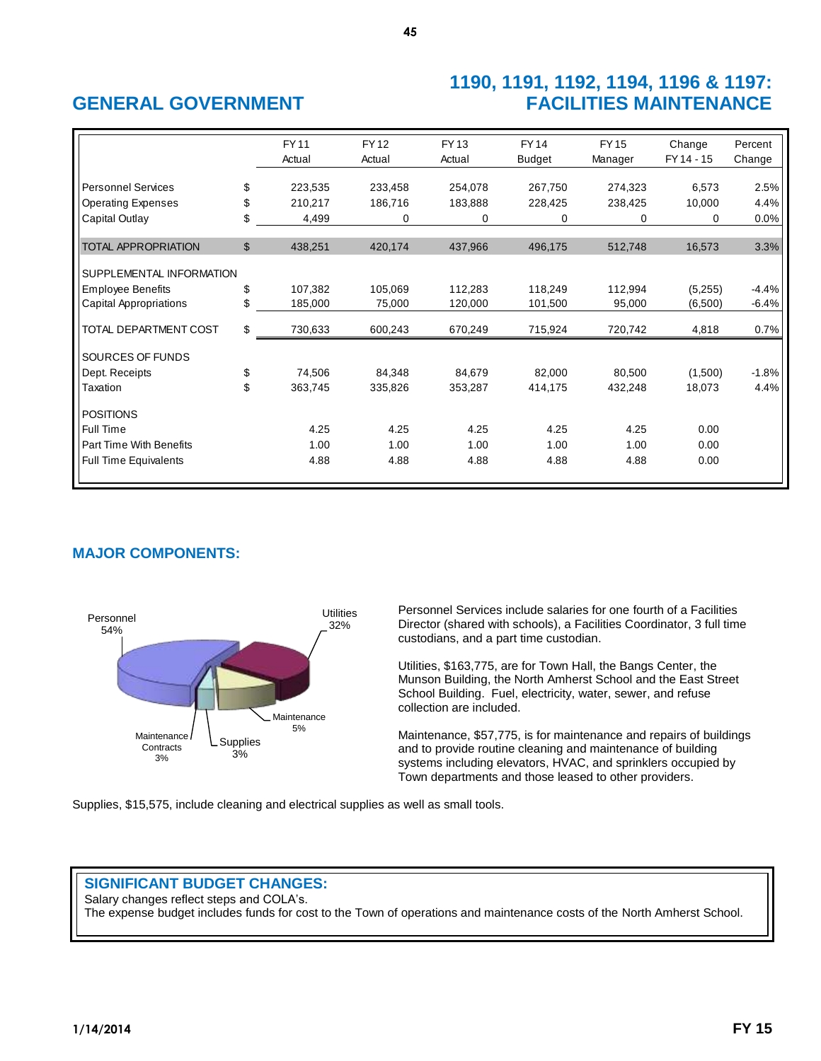# GENERAL GOVERNMENT

## 1190, 1191, 1192, 1194, 1196 & 1197: FACILITIES MAINTENANCE

| | | FY 11 Actual | FY 12 Actual | FY 13 Actual | FY 14 Budget | FY 15 Manager | Change FY 14 - 15 | Percent Change |
|---|---|---|---|---|---|---|---|---|
| Personnel Services | $ | 223,535 | 233,458 | 254,078 | 267,750 | 274,323 | 6,573 | 2.5% |
| Operating Expenses | $ | 210,217 | 186,716 | 183,888 | 228,425 | 238,425 | 10,000 | 4.4% |
| Capital Outlay | $ | 4,499 | 0 | 0 | 0 | 0 | 0 | 0.0% |
| TOTAL APPROPRIATION | $ | 438,251 | 420,174 | 437,966 | 496,175 | 512,748 | 16,573 | 3.3% |
| SUPPLEMENTAL INFORMATION | | | | | | | | |
| Employee Benefits | $ | 107,382 | 105,069 | 112,283 | 118,249 | 112,994 | (5,255) | -4.4% |
| Capital Appropriations | $ | 185,000 | 75,000 | 120,000 | 101,500 | 95,000 | (6,500) | -6.4% |
| TOTAL DEPARTMENT COST | $ | 730,633 | 600,243 | 670,249 | 715,924 | 720,742 | 4,818 | 0.7% |
| SOURCES OF FUNDS | | | | | | | | |
| Dept. Receipts | $ | 74,506 | 84,348 | 84,679 | 82,000 | 80,500 | (1,500) | -1.8% |
| Taxation | $ | 363,745 | 335,826 | 353,287 | 414,175 | 432,248 | 18,073 | 4.4% |
| POSITIONS | | | | | | | | |
| Full Time | | 4.25 | 4.25 | 4.25 | 4.25 | 4.25 | 0.00 | |
| Part Time With Benefits | | 1.00 | 1.00 | 1.00 | 1.00 | 1.00 | 0.00 | |
| Full Time Equivalents | | 4.88 | 4.88 | 4.88 | 4.88 | 4.88 | 0.00 | |

## MAJOR COMPONENTS:

Personnel 54%, Utilities 32%, Maintenance 5%, Supplies 3%, Maintenance Contracts 3%

Personnel Services include salaries for one fourth of a Facilities Director (shared with schools), a Facilities Coordinator, 3 full time custodians, and a part time custodian.

Utilities, $163,775, are for Town Hall, the Bangs Center, the Munson Building, the North Amherst School and the East Street School Building. Fuel, electricity, water, sewer, and refuse collection are included.

Maintenance, $57,775, is for maintenance and repairs of buildings and to provide routine cleaning and maintenance of building systems including elevators, HVAC, and sprinklers occupied by Town departments and those leased to other providers.

Supplies, $15,575, include cleaning and electrical supplies as well as small tools.

## SIGNIFICANT BUDGET CHANGES:

Salary changes reflect steps and COLA's.
The expense budget includes funds for cost to the Town of operations and maintenance costs of the North Amherst School.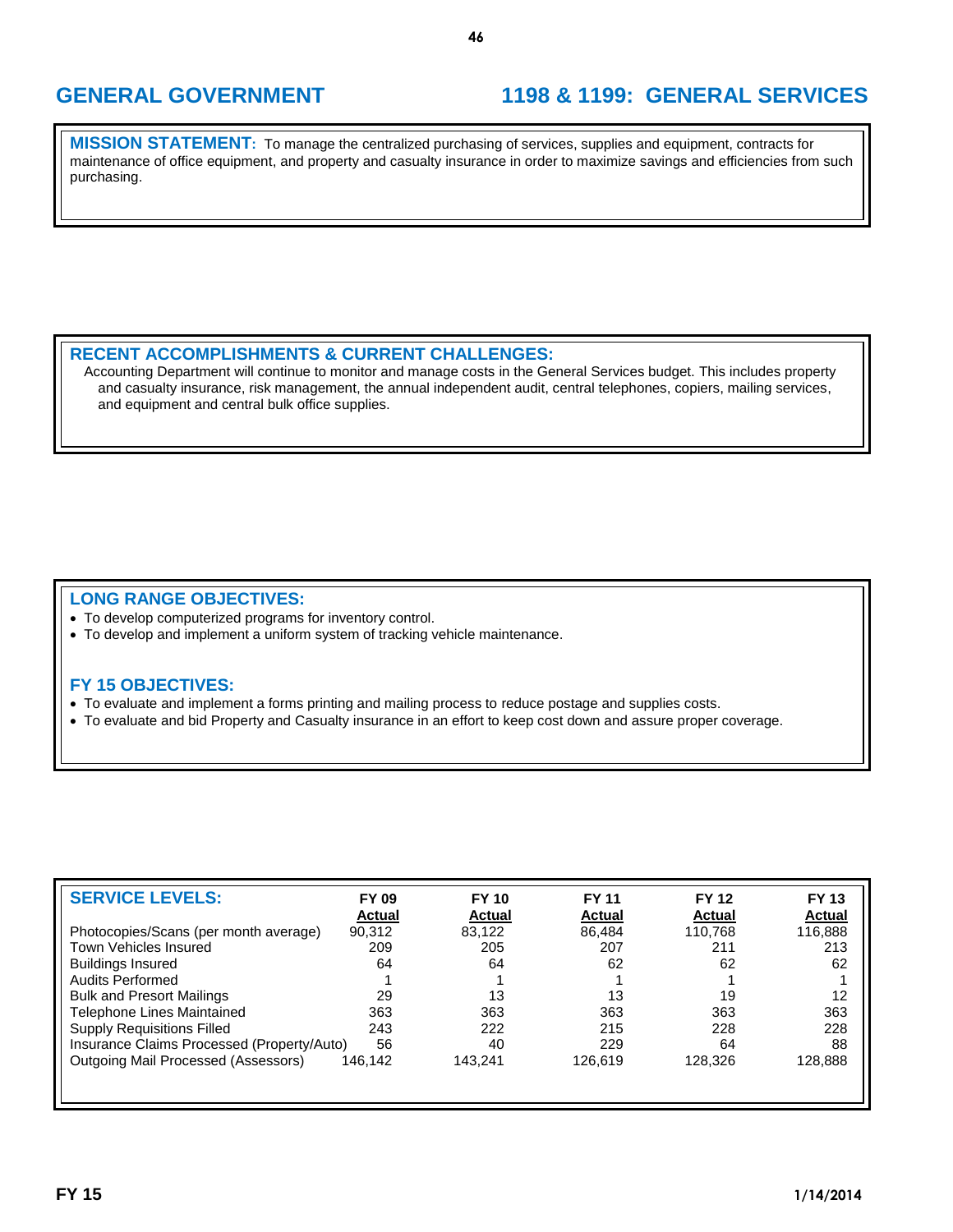# GENERAL GOVERNMENT

# 1198 & 1199: GENERAL SERVICES

**MISSION STATEMENT:** To manage the centralized purchasing of services, supplies and equipment, contracts for maintenance of office equipment, and property and casualty insurance in order to maximize savings and efficiencies from such purchasing.

## RECENT ACCOMPLISHMENTS & CURRENT CHALLENGES:

Accounting Department will continue to monitor and manage costs in the General Services budget. This includes property and casualty insurance, risk management, the annual independent audit, central telephones, copiers, mailing services, and equipment and central bulk office supplies.

## LONG RANGE OBJECTIVES:

- To develop computerized programs for inventory control.
- To develop and implement a uniform system of tracking vehicle maintenance.

## FY 15 OBJECTIVES:

- To evaluate and implement a forms printing and mailing process to reduce postage and supplies costs.
- To evaluate and bid Property and Casualty insurance in an effort to keep cost down and assure proper coverage.

## SERVICE LEVELS:

| | FY 09 Actual | FY 10 Actual | FY 11 Actual | FY 12 Actual | FY 13 Actual |
|---|---|---|---|---|---|
| Photocopies/Scans (per month average) | 90,312 | 83,122 | 86,484 | 110,768 | 116,888 |
| Town Vehicles Insured | 209 | 205 | 207 | 211 | 213 |
| Buildings Insured | 64 | 64 | 62 | 62 | 62 |
| Audits Performed | 1 | 1 | 1 | 1 | 1 |
| Bulk and Presort Mailings | 29 | 13 | 13 | 19 | 12 |
| Telephone Lines Maintained | 363 | 363 | 363 | 363 | 363 |
| Supply Requisitions Filled | 243 | 222 | 215 | 228 | 228 |
| Insurance Claims Processed (Property/Auto) | 56 | 40 | 229 | 64 | 88 |
| Outgoing Mail Processed (Assessors) | 146,142 | 143,241 | 126,619 | 128,326 | 128,888 |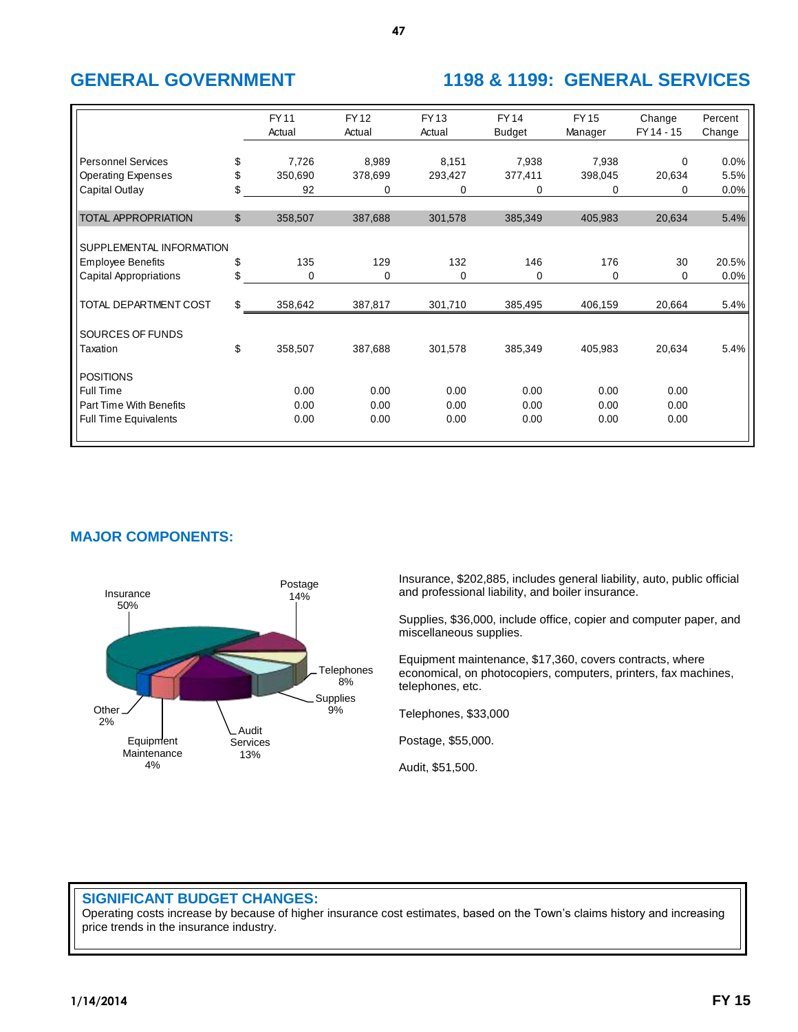## GENERAL GOVERNMENT

## 1198 & 1199: GENERAL SERVICES

| | | FY 11 Actual | FY 12 Actual | FY 13 Actual | FY 14 Budget | FY 15 Manager | Change FY 14 - 15 | Percent Change |
|---|---|---|---|---|---|---|---|---|
| Personnel Services | $ | 7,726 | 8,989 | 8,151 | 7,938 | 7,938 | 0 | 0.0% |
| Operating Expenses | $ | 350,690 | 378,699 | 293,427 | 377,411 | 398,045 | 20,634 | 5.5% |
| Capital Outlay | $ | 92 | 0 | 0 | 0 | 0 | 0 | 0.0% |
| TOTAL APPROPRIATION | $ | 358,507 | 387,688 | 301,578 | 385,349 | 405,983 | 20,634 | 5.4% |
| SUPPLEMENTAL INFORMATION | | | | | | | | |
| Employee Benefits | $ | 135 | 129 | 132 | 146 | 176 | 30 | 20.5% |
| Capital Appropriations | $ | 0 | 0 | 0 | 0 | 0 | 0 | 0.0% |
| TOTAL DEPARTMENT COST | $ | 358,642 | 387,817 | 301,710 | 385,495 | 406,159 | 20,664 | 5.4% |
| SOURCES OF FUNDS | | | | | | | | |
| Taxation | $ | 358,507 | 387,688 | 301,578 | 385,349 | 405,983 | 20,634 | 5.4% |
| POSITIONS | | | | | | | | |
| Full Time | | 0.00 | 0.00 | 0.00 | 0.00 | 0.00 | 0.00 | |
| Part Time With Benefits | | 0.00 | 0.00 | 0.00 | 0.00 | 0.00 | 0.00 | |
| Full Time Equivalents | | 0.00 | 0.00 | 0.00 | 0.00 | 0.00 | 0.00 | |

## MAJOR COMPONENTS:

Insurance 50%
Postage 14%
Telephones 8%
Supplies 9%
Audit Services 13%
Equipment Maintenance 4%
Other 2%

Insurance, $202,885, includes general liability, auto, public official and professional liability, and boiler insurance.

Supplies, $36,000, include office, copier and computer paper, and miscellaneous supplies.

Equipment maintenance, $17,360, covers contracts, where economical, on photocopiers, computers, printers, fax machines, telephones, etc.

Telephones, $33,000

Postage, $55,000.

Audit, $51,500.

## SIGNIFICANT BUDGET CHANGES:

Operating costs increase by because of higher insurance cost estimates, based on the Town's claims history and increasing price trends in the insurance industry.